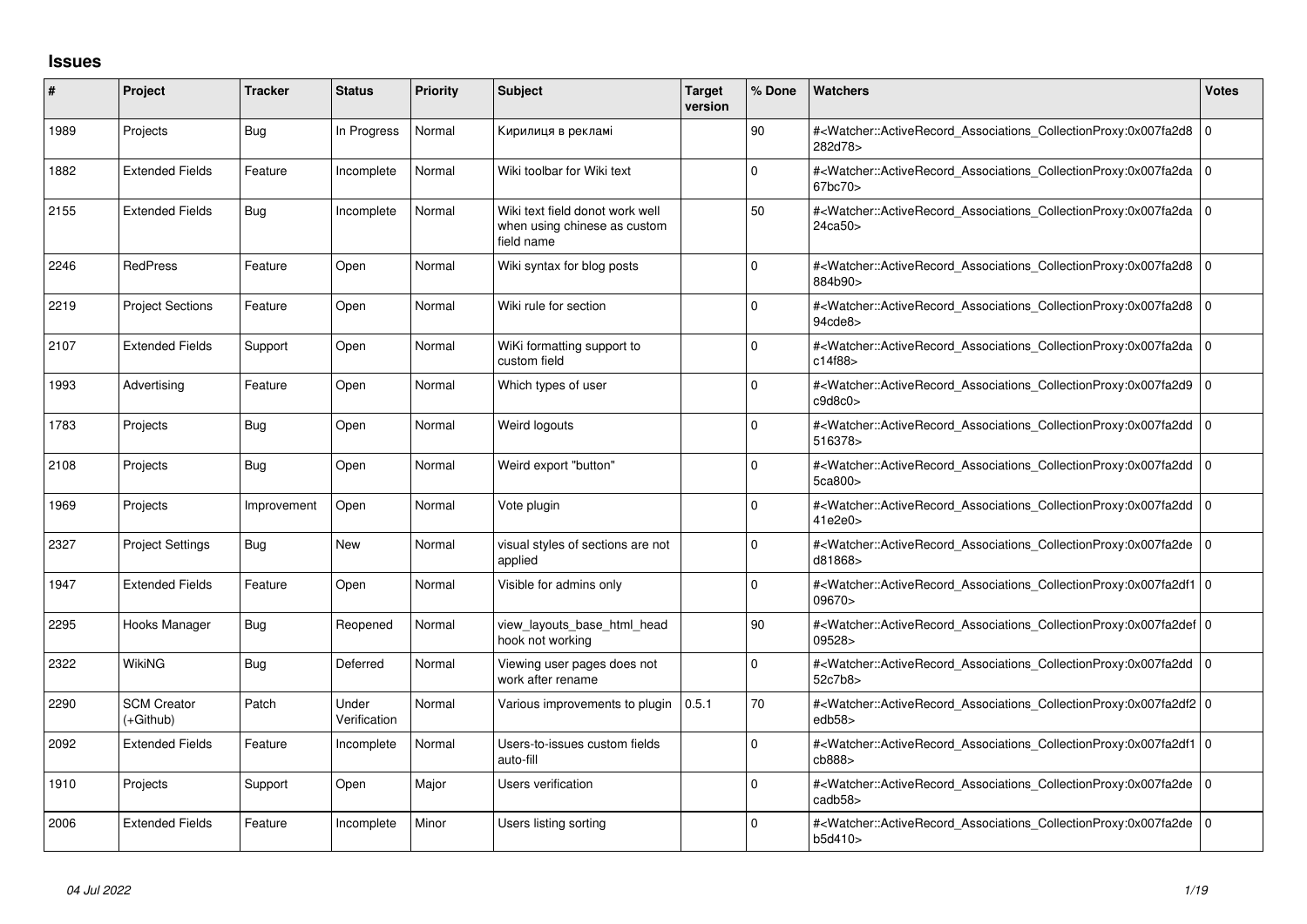## Issues

| # | Project | Tracker | Status | Priority | Subject | Target version | % Done | Watchers | Votes |
|---|---|---|---|---|---|---|---|---|---|
| 1989 | Projects | Bug | In Progress | Normal | Кирилиця в рекламі | | 90 | #<Watcher::ActiveRecord_Associations_CollectionProxy:0x007fa2d8282d78> | 0 |
| 1882 | Extended Fields | Feature | Incomplete | Normal | Wiki toolbar for Wiki text | | 0 | #<Watcher::ActiveRecord_Associations_CollectionProxy:0x007fa2da67bc70> | 0 |
| 2155 | Extended Fields | Bug | Incomplete | Normal | Wiki text field donot work well when using chinese as custom field name | | 50 | #<Watcher::ActiveRecord_Associations_CollectionProxy:0x007fa2da24ca50> | 0 |
| 2246 | RedPress | Feature | Open | Normal | Wiki syntax for blog posts | | 0 | #<Watcher::ActiveRecord_Associations_CollectionProxy:0x007fa2d8884b90> | 0 |
| 2219 | Project Sections | Feature | Open | Normal | Wiki rule for section | | 0 | #<Watcher::ActiveRecord_Associations_CollectionProxy:0x007fa2d894cde8> | 0 |
| 2107 | Extended Fields | Support | Open | Normal | WiKi formatting support to custom field | | 0 | #<Watcher::ActiveRecord_Associations_CollectionProxy:0x007fa2dac14f88> | 0 |
| 1993 | Advertising | Feature | Open | Normal | Which types of user | | 0 | #<Watcher::ActiveRecord_Associations_CollectionProxy:0x007fa2d9c9d8c0> | 0 |
| 1783 | Projects | Bug | Open | Normal | Weird logouts | | 0 | #<Watcher::ActiveRecord_Associations_CollectionProxy:0x007fa2dd516378> | 0 |
| 2108 | Projects | Bug | Open | Normal | Weird export "button" | | 0 | #<Watcher::ActiveRecord_Associations_CollectionProxy:0x007fa2dd5ca800> | 0 |
| 1969 | Projects | Improvement | Open | Normal | Vote plugin | | 0 | #<Watcher::ActiveRecord_Associations_CollectionProxy:0x007fa2dd41e2e0> | 0 |
| 2327 | Project Settings | Bug | New | Normal | visual styles of sections are not applied | | 0 | #<Watcher::ActiveRecord_Associations_CollectionProxy:0x007fa2ded81868> | 0 |
| 1947 | Extended Fields | Feature | Open | Normal | Visible for admins only | | 0 | #<Watcher::ActiveRecord_Associations_CollectionProxy:0x007fa2df109670> | 0 |
| 2295 | Hooks Manager | Bug | Reopened | Normal | view_layouts_base_html_head hook not working | | 90 | #<Watcher::ActiveRecord_Associations_CollectionProxy:0x007fa2def09528> | 0 |
| 2322 | WikiNG | Bug | Deferred | Normal | Viewing user pages does not work after rename | | 0 | #<Watcher::ActiveRecord_Associations_CollectionProxy:0x007fa2dd52c7b8> | 0 |
| 2290 | SCM Creator (+Github) | Patch | Under Verification | Normal | Various improvements to plugin | 0.5.1 | 70 | #<Watcher::ActiveRecord_Associations_CollectionProxy:0x007fa2df2edb58> | 0 |
| 2092 | Extended Fields | Feature | Incomplete | Normal | Users-to-issues custom fields auto-fill | | 0 | #<Watcher::ActiveRecord_Associations_CollectionProxy:0x007fa2df1cb888> | 0 |
| 1910 | Projects | Support | Open | Major | Users verification | | 0 | #<Watcher::ActiveRecord_Associations_CollectionProxy:0x007fa2decadb58> | 0 |
| 2006 | Extended Fields | Feature | Incomplete | Minor | Users listing sorting | | 0 | #<Watcher::ActiveRecord_Associations_CollectionProxy:0x007fa2deb5d410> | 0 |

*04 Jul 2022*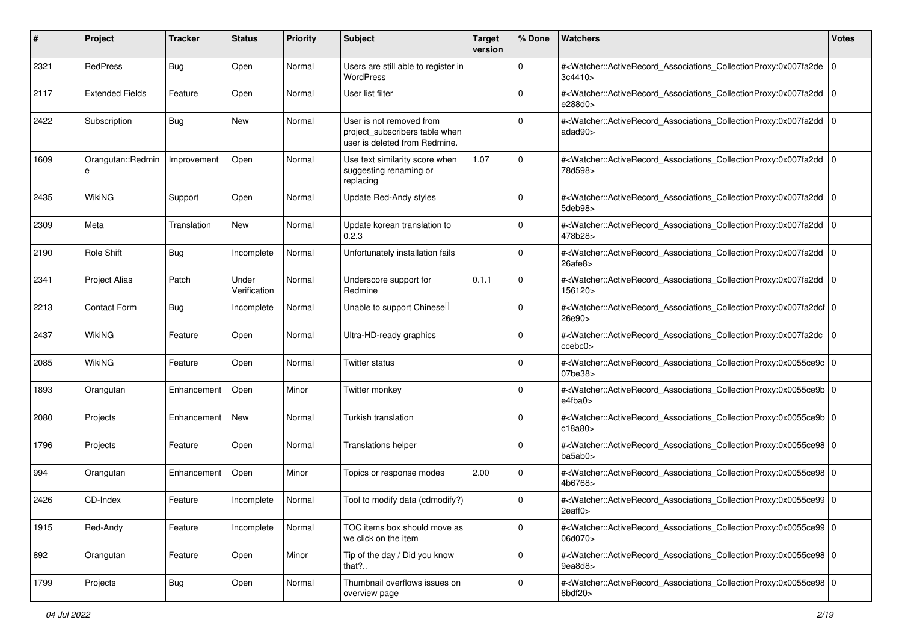| # | Project | Tracker | Status | Priority | Subject | Target version | % Done | Watchers | Votes |
|---|---|---|---|---|---|---|---|---|---|
| 2321 | RedPress | Bug | Open | Normal | Users are still able to register in WordPress | | 0 | #<Watcher::ActiveRecord_Associations_CollectionProxy:0x007fa2de3c4410> | 0 |
| 2117 | Extended Fields | Feature | Open | Normal | User list filter | | 0 | #<Watcher::ActiveRecord_Associations_CollectionProxy:0x007fa2dde288d0> | 0 |
| 2422 | Subscription | Bug | New | Normal | User is not removed from project_subscribers table when user is deleted from Redmine. | | 0 | #<Watcher::ActiveRecord_Associations_CollectionProxy:0x007fa2ddadad90> | 0 |
| 1609 | Orangutan::Redmine | Improvement | Open | Normal | Use text similarity score when suggesting renaming or replacing | 1.07 | 0 | #<Watcher::ActiveRecord_Associations_CollectionProxy:0x007fa2dd78d598> | 0 |
| 2435 | WikiNG | Support | Open | Normal | Update Red-Andy styles | | 0 | #<Watcher::ActiveRecord_Associations_CollectionProxy:0x007fa2dd5deb98> | 0 |
| 2309 | Meta | Translation | New | Normal | Update korean translation to 0.2.3 | | 0 | #<Watcher::ActiveRecord_Associations_CollectionProxy:0x007fa2dd478b28> | 0 |
| 2190 | Role Shift | Bug | Incomplete | Normal | Unfortunately installation fails | | 0 | #<Watcher::ActiveRecord_Associations_CollectionProxy:0x007fa2dd26afe8> | 0 |
| 2341 | Project Alias | Patch | Under Verification | Normal | Underscore support for Redmine | 0.1.1 | 0 | #<Watcher::ActiveRecord_Associations_CollectionProxy:0x007fa2dd156120> | 0 |
| 2213 | Contact Form | Bug | Incomplete | Normal | Unable to support Chinese | | 0 | #<Watcher::ActiveRecord_Associations_CollectionProxy:0x007fa2dcf26e90> | 0 |
| 2437 | WikiNG | Feature | Open | Normal | Ultra-HD-ready graphics | | 0 | #<Watcher::ActiveRecord_Associations_CollectionProxy:0x007fa2dcccebc0> | 0 |
| 2085 | WikiNG | Feature | Open | Normal | Twitter status | | 0 | #<Watcher::ActiveRecord_Associations_CollectionProxy:0x0055ce9c07be38> | 0 |
| 1893 | Orangutan | Enhancement | Open | Minor | Twitter monkey | | 0 | #<Watcher::ActiveRecord_Associations_CollectionProxy:0x0055ce9be4fba0> | 0 |
| 2080 | Projects | Enhancement | New | Normal | Turkish translation | | 0 | #<Watcher::ActiveRecord_Associations_CollectionProxy:0x0055ce9bc18a80> | 0 |
| 1796 | Projects | Feature | Open | Normal | Translations helper | | 0 | #<Watcher::ActiveRecord_Associations_CollectionProxy:0x0055ce98ba5ab0> | 0 |
| 994 | Orangutan | Enhancement | Open | Minor | Topics or response modes | 2.00 | 0 | #<Watcher::ActiveRecord_Associations_CollectionProxy:0x0055ce984b6768> | 0 |
| 2426 | CD-Index | Feature | Incomplete | Normal | Tool to modify data (cdmodify?) | | 0 | #<Watcher::ActiveRecord_Associations_CollectionProxy:0x0055ce992eaff0> | 0 |
| 1915 | Red-Andy | Feature | Incomplete | Normal | TOC items box should move as we click on the item | | 0 | #<Watcher::ActiveRecord_Associations_CollectionProxy:0x0055ce9906d070> | 0 |
| 892 | Orangutan | Feature | Open | Minor | Tip of the day / Did you know that?.. | | 0 | #<Watcher::ActiveRecord_Associations_CollectionProxy:0x0055ce989ea8d8> | 0 |
| 1799 | Projects | Bug | Open | Normal | Thumbnail overflows issues on overview page | | 0 | #<Watcher::ActiveRecord_Associations_CollectionProxy:0x0055ce986bdf20> | 0 |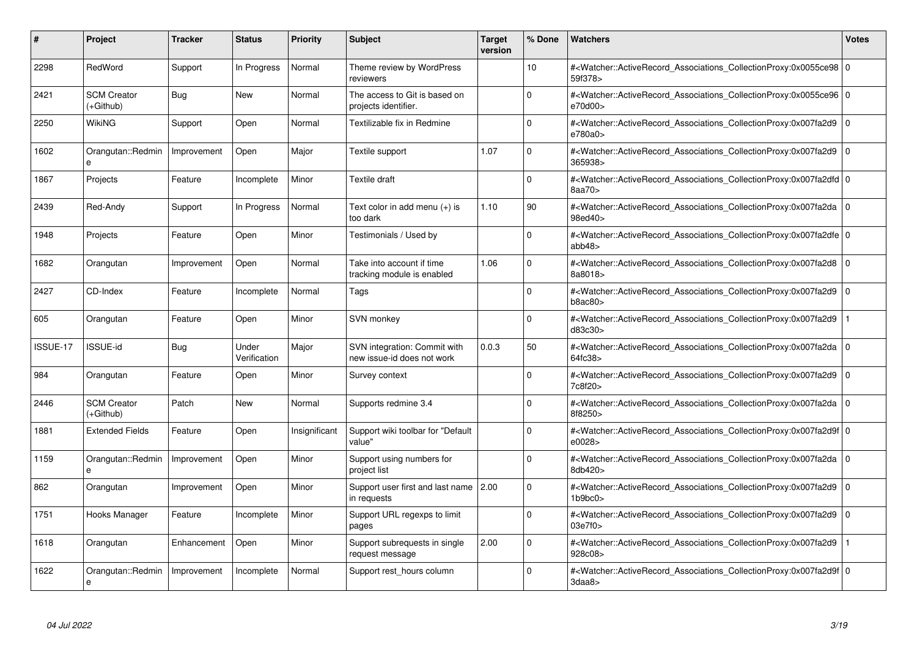| # | Project | Tracker | Status | Priority | Subject | Target version | % Done | Watchers | Votes |
|---|---|---|---|---|---|---|---|---|---|
| 2298 | RedWord | Support | In Progress | Normal | Theme review by WordPress reviewers | | 10 | #<Watcher::ActiveRecord_Associations_CollectionProxy:0x0055ce9859f378> | 0 |
| 2421 | SCM Creator (+Github) | Bug | New | Normal | The access to Git is based on projects identifier. | | 0 | #<Watcher::ActiveRecord_Associations_CollectionProxy:0x0055ce96e70d00> | 0 |
| 2250 | WikiNG | Support | Open | Normal | Textilizable fix in Redmine | | 0 | #<Watcher::ActiveRecord_Associations_CollectionProxy:0x007fa2d9e780a0> | 0 |
| 1602 | Orangutan::Redmine | Improvement | Open | Major | Textile support | 1.07 | 0 | #<Watcher::ActiveRecord_Associations_CollectionProxy:0x007fa2d9365938> | 0 |
| 1867 | Projects | Feature | Incomplete | Minor | Textile draft | | 0 | #<Watcher::ActiveRecord_Associations_CollectionProxy:0x007fa2dfd8aa70> | 0 |
| 2439 | Red-Andy | Support | In Progress | Normal | Text color in add menu (+) is too dark | 1.10 | 90 | #<Watcher::ActiveRecord_Associations_CollectionProxy:0x007fa2da98ed40> | 0 |
| 1948 | Projects | Feature | Open | Minor | Testimonials / Used by | | 0 | #<Watcher::ActiveRecord_Associations_CollectionProxy:0x007fa2dfeabb48> | 0 |
| 1682 | Orangutan | Improvement | Open | Normal | Take into account if time tracking module is enabled | 1.06 | 0 | #<Watcher::ActiveRecord_Associations_CollectionProxy:0x007fa2d88a8018> | 0 |
| 2427 | CD-Index | Feature | Incomplete | Normal | Tags | | 0 | #<Watcher::ActiveRecord_Associations_CollectionProxy:0x007fa2d9b8ac80> | 0 |
| 605 | Orangutan | Feature | Open | Minor | SVN monkey | | 0 | #<Watcher::ActiveRecord_Associations_CollectionProxy:0x007fa2d9d83c30> | 1 |
| ISSUE-17 | ISSUE-id | Bug | Under Verification | Major | SVN integration: Commit with new issue-id does not work | 0.0.3 | 50 | #<Watcher::ActiveRecord_Associations_CollectionProxy:0x007fa2da64fc38> | 0 |
| 984 | Orangutan | Feature | Open | Minor | Survey context | | 0 | #<Watcher::ActiveRecord_Associations_CollectionProxy:0x007fa2d97c8f20> | 0 |
| 2446 | SCM Creator (+Github) | Patch | New | Normal | Supports redmine 3.4 | | 0 | #<Watcher::ActiveRecord_Associations_CollectionProxy:0x007fa2da8f8250> | 0 |
| 1881 | Extended Fields | Feature | Open | Insignificant | Support wiki toolbar for "Default value" | | 0 | #<Watcher::ActiveRecord_Associations_CollectionProxy:0x007fa2d9fe0028> | 0 |
| 1159 | Orangutan::Redmine | Improvement | Open | Minor | Support using numbers for project list | | 0 | #<Watcher::ActiveRecord_Associations_CollectionProxy:0x007fa2da8db420> | 0 |
| 862 | Orangutan | Improvement | Open | Minor | Support user first and last name in requests | 2.00 | 0 | #<Watcher::ActiveRecord_Associations_CollectionProxy:0x007fa2d91b9bc0> | 0 |
| 1751 | Hooks Manager | Feature | Incomplete | Minor | Support URL regexps to limit pages | | 0 | #<Watcher::ActiveRecord_Associations_CollectionProxy:0x007fa2d903e7f0> | 0 |
| 1618 | Orangutan | Enhancement | Open | Minor | Support subrequests in single request message | 2.00 | 0 | #<Watcher::ActiveRecord_Associations_CollectionProxy:0x007fa2d9928c08> | 1 |
| 1622 | Orangutan::Redmine | Improvement | Incomplete | Normal | Support rest_hours column | | 0 | #<Watcher::ActiveRecord_Associations_CollectionProxy:0x007fa2d9f3daa8> | 0 |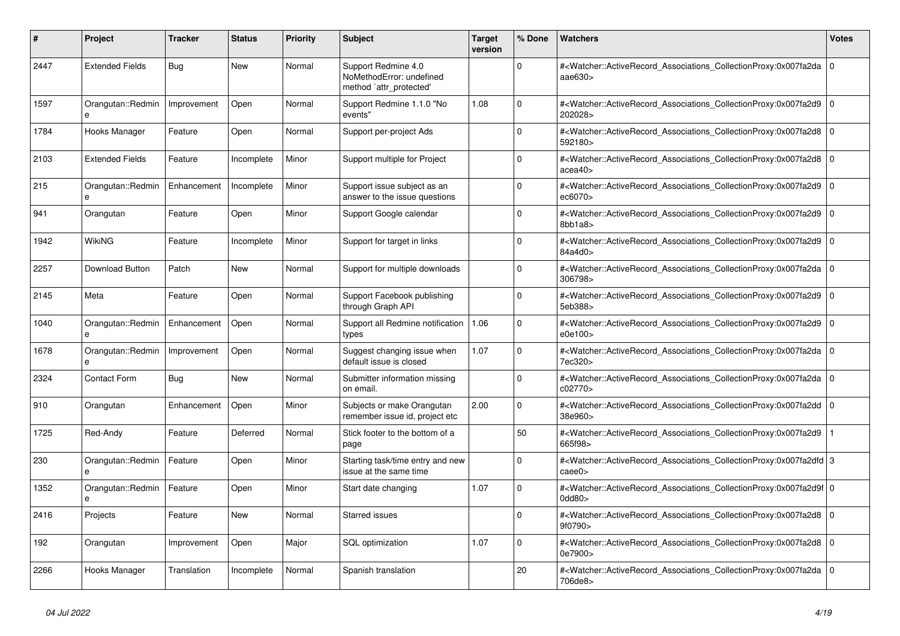| # | Project | Tracker | Status | Priority | Subject | Target version | % Done | Watchers | Votes |
|---|---|---|---|---|---|---|---|---|---|
| 2447 | Extended Fields | Bug | New | Normal | Support Redmine 4.0 NoMethodError: undefined method `attr_protected' | | 0 | #<Watcher::ActiveRecord_Associations_CollectionProxy:0x007fa2daaae630> | 0 |
| 1597 | Orangutan::Redmine | Improvement | Open | Normal | Support Redmine 1.1.0 "No events" | 1.08 | 0 | #<Watcher::ActiveRecord_Associations_CollectionProxy:0x007fa2d9202028> | 0 |
| 1784 | Hooks Manager | Feature | Open | Normal | Support per-project Ads | | 0 | #<Watcher::ActiveRecord_Associations_CollectionProxy:0x007fa2d8592180> | 0 |
| 2103 | Extended Fields | Feature | Incomplete | Minor | Support multiple for Project | | 0 | #<Watcher::ActiveRecord_Associations_CollectionProxy:0x007fa2d8acea40> | 0 |
| 215 | Orangutan::Redmine | Enhancement | Incomplete | Minor | Support issue subject as an answer to the issue questions | | 0 | #<Watcher::ActiveRecord_Associations_CollectionProxy:0x007fa2d9ec6070> | 0 |
| 941 | Orangutan | Feature | Open | Minor | Support Google calendar | | 0 | #<Watcher::ActiveRecord_Associations_CollectionProxy:0x007fa2d98bb1a8> | 0 |
| 1942 | WikiNG | Feature | Incomplete | Minor | Support for target in links | | 0 | #<Watcher::ActiveRecord_Associations_CollectionProxy:0x007fa2d984a4d0> | 0 |
| 2257 | Download Button | Patch | New | Normal | Support for multiple downloads | | 0 | #<Watcher::ActiveRecord_Associations_CollectionProxy:0x007fa2da306798> | 0 |
| 2145 | Meta | Feature | Open | Normal | Support Facebook publishing through Graph API | | 0 | #<Watcher::ActiveRecord_Associations_CollectionProxy:0x007fa2d95eb388> | 0 |
| 1040 | Orangutan::Redmine | Enhancement | Open | Normal | Support all Redmine notification types | 1.06 | 0 | #<Watcher::ActiveRecord_Associations_CollectionProxy:0x007fa2d9e0e100> | 0 |
| 1678 | Orangutan::Redmine | Improvement | Open | Normal | Suggest changing issue when default issue is closed | 1.07 | 0 | #<Watcher::ActiveRecord_Associations_CollectionProxy:0x007fa2da7ec320> | 0 |
| 2324 | Contact Form | Bug | New | Normal | Submitter information missing on email. | | 0 | #<Watcher::ActiveRecord_Associations_CollectionProxy:0x007fa2dac02770> | 0 |
| 910 | Orangutan | Enhancement | Open | Minor | Subjects or make Orangutan remember issue id, project etc | 2.00 | 0 | #<Watcher::ActiveRecord_Associations_CollectionProxy:0x007fa2dd38e960> | 0 |
| 1725 | Red-Andy | Feature | Deferred | Normal | Stick footer to the bottom of a page | | 50 | #<Watcher::ActiveRecord_Associations_CollectionProxy:0x007fa2d9665f98> | 1 |
| 230 | Orangutan::Redmine | Feature | Open | Minor | Starting task/time entry and new issue at the same time | | 0 | #<Watcher::ActiveRecord_Associations_CollectionProxy:0x007fa2dfdcaee0> | 3 |
| 1352 | Orangutan::Redmine | Feature | Open | Minor | Start date changing | 1.07 | 0 | #<Watcher::ActiveRecord_Associations_CollectionProxy:0x007fa2d9f0dd80> | 0 |
| 2416 | Projects | Feature | New | Normal | Starred issues | | 0 | #<Watcher::ActiveRecord_Associations_CollectionProxy:0x007fa2d89f0790> | 0 |
| 192 | Orangutan | Improvement | Open | Major | SQL optimization | 1.07 | 0 | #<Watcher::ActiveRecord_Associations_CollectionProxy:0x007fa2d80e7900> | 0 |
| 2266 | Hooks Manager | Translation | Incomplete | Normal | Spanish translation | | 20 | #<Watcher::ActiveRecord_Associations_CollectionProxy:0x007fa2da706de8> | 0 |

*04 Jul 2022*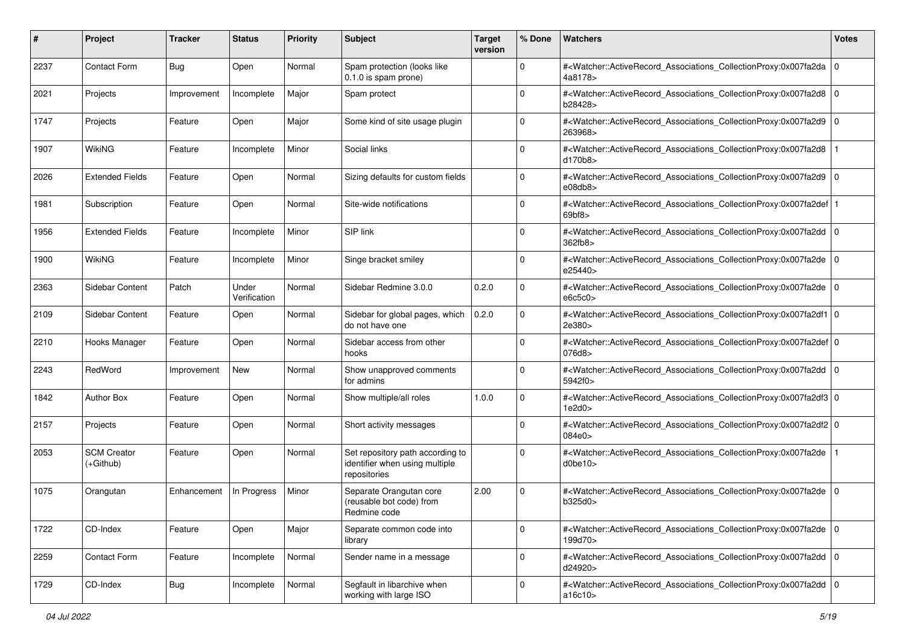| # | Project | Tracker | Status | Priority | Subject | Target version | % Done | Watchers | Votes |
|---|---|---|---|---|---|---|---|---|---|
| 2237 | Contact Form | Bug | Open | Normal | Spam protection (looks like 0.1.0 is spam prone) | | 0 | #<Watcher::ActiveRecord_Associations_CollectionProxy:0x007fa2da4a8178> | 0 |
| 2021 | Projects | Improvement | Incomplete | Major | Spam protect | | 0 | #<Watcher::ActiveRecord_Associations_CollectionProxy:0x007fa2d8b28428> | 0 |
| 1747 | Projects | Feature | Open | Major | Some kind of site usage plugin | | 0 | #<Watcher::ActiveRecord_Associations_CollectionProxy:0x007fa2d9263968> | 0 |
| 1907 | WikiNG | Feature | Incomplete | Minor | Social links | | 0 | #<Watcher::ActiveRecord_Associations_CollectionProxy:0x007fa2d8d170b8> | 1 |
| 2026 | Extended Fields | Feature | Open | Normal | Sizing defaults for custom fields | | 0 | #<Watcher::ActiveRecord_Associations_CollectionProxy:0x007fa2d9e08db8> | 0 |
| 1981 | Subscription | Feature | Open | Normal | Site-wide notifications | | 0 | #<Watcher::ActiveRecord_Associations_CollectionProxy:0x007fa2def69bf8> | 1 |
| 1956 | Extended Fields | Feature | Incomplete | Minor | SIP link | | 0 | #<Watcher::ActiveRecord_Associations_CollectionProxy:0x007fa2dd362fb8> | 0 |
| 1900 | WikiNG | Feature | Incomplete | Minor | Singe bracket smiley | | 0 | #<Watcher::ActiveRecord_Associations_CollectionProxy:0x007fa2dee25440> | 0 |
| 2363 | Sidebar Content | Patch | Under Verification | Normal | Sidebar Redmine 3.0.0 | 0.2.0 | 0 | #<Watcher::ActiveRecord_Associations_CollectionProxy:0x007fa2dee6c5c0> | 0 |
| 2109 | Sidebar Content | Feature | Open | Normal | Sidebar for global pages, which do not have one | 0.2.0 | 0 | #<Watcher::ActiveRecord_Associations_CollectionProxy:0x007fa2df12e380> | 0 |
| 2210 | Hooks Manager | Feature | Open | Normal | Sidebar access from other hooks | | 0 | #<Watcher::ActiveRecord_Associations_CollectionProxy:0x007fa2def076d8> | 0 |
| 2243 | RedWord | Improvement | New | Normal | Show unapproved comments for admins | | 0 | #<Watcher::ActiveRecord_Associations_CollectionProxy:0x007fa2dd5942f0> | 0 |
| 1842 | Author Box | Feature | Open | Normal | Show multiple/all roles | 1.0.0 | 0 | #<Watcher::ActiveRecord_Associations_CollectionProxy:0x007fa2df31e2d0> | 0 |
| 2157 | Projects | Feature | Open | Normal | Short activity messages | | 0 | #<Watcher::ActiveRecord_Associations_CollectionProxy:0x007fa2df2084e0> | 0 |
| 2053 | SCM Creator (+Github) | Feature | Open | Normal | Set repository path according to identifier when using multiple repositories | | 0 | #<Watcher::ActiveRecord_Associations_CollectionProxy:0x007fa2ded0be10> | 1 |
| 1075 | Orangutan | Enhancement | In Progress | Minor | Separate Orangutan core (reusable bot code) from Redmine code | 2.00 | 0 | #<Watcher::ActiveRecord_Associations_CollectionProxy:0x007fa2deb325d0> | 0 |
| 1722 | CD-Index | Feature | Open | Major | Separate common code into library | | 0 | #<Watcher::ActiveRecord_Associations_CollectionProxy:0x007fa2de199d70> | 0 |
| 2259 | Contact Form | Feature | Incomplete | Normal | Sender name in a message | | 0 | #<Watcher::ActiveRecord_Associations_CollectionProxy:0x007fa2ddd24920> | 0 |
| 1729 | CD-Index | Bug | Incomplete | Normal | Segfault in libarchive when working with large ISO | | 0 | #<Watcher::ActiveRecord_Associations_CollectionProxy:0x007fa2dda16c10> | 0 |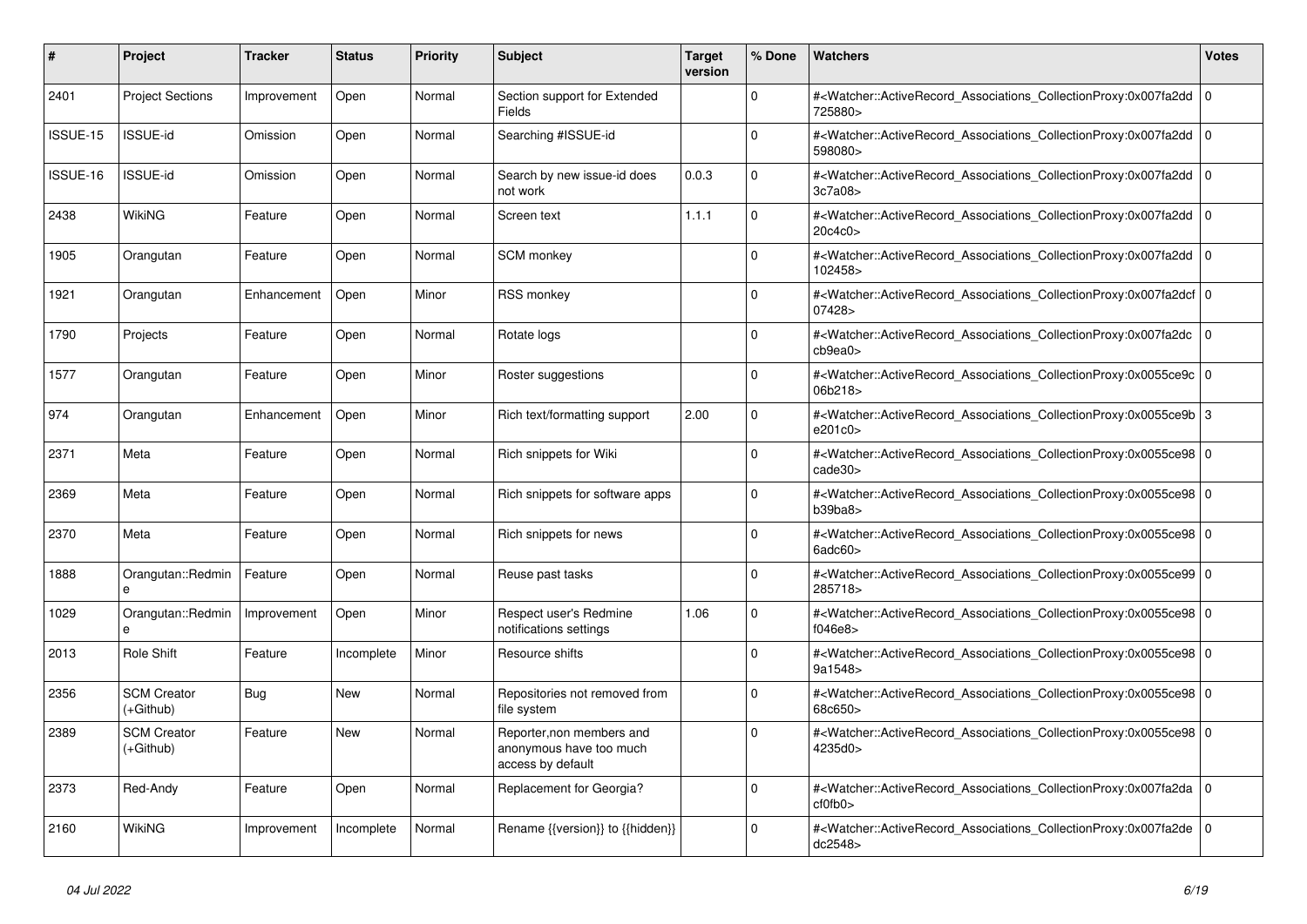| # | Project | Tracker | Status | Priority | Subject | Target version | % Done | Watchers | Votes |
|---|---|---|---|---|---|---|---|---|---|
| 2401 | Project Sections | Improvement | Open | Normal | Section support for Extended Fields | | 0 | #<Watcher::ActiveRecord_Associations_CollectionProxy:0x007fa2dd725880> | 0 |
| ISSUE-15 | ISSUE-id | Omission | Open | Normal | Searching #ISSUE-id | | 0 | #<Watcher::ActiveRecord_Associations_CollectionProxy:0x007fa2dd598080> | 0 |
| ISSUE-16 | ISSUE-id | Omission | Open | Normal | Search by new issue-id does not work | 0.0.3 | 0 | #<Watcher::ActiveRecord_Associations_CollectionProxy:0x007fa2dd3c7a08> | 0 |
| 2438 | WikiNG | Feature | Open | Normal | Screen text | 1.1.1 | 0 | #<Watcher::ActiveRecord_Associations_CollectionProxy:0x007fa2dd20c4c0> | 0 |
| 1905 | Orangutan | Feature | Open | Normal | SCM monkey | | 0 | #<Watcher::ActiveRecord_Associations_CollectionProxy:0x007fa2dd102458> | 0 |
| 1921 | Orangutan | Enhancement | Open | Minor | RSS monkey | | 0 | #<Watcher::ActiveRecord_Associations_CollectionProxy:0x007fa2dcf07428> | 0 |
| 1790 | Projects | Feature | Open | Normal | Rotate logs | | 0 | #<Watcher::ActiveRecord_Associations_CollectionProxy:0x007fa2dccb9ea0> | 0 |
| 1577 | Orangutan | Feature | Open | Minor | Roster suggestions | | 0 | #<Watcher::ActiveRecord_Associations_CollectionProxy:0x0055ce9c06b218> | 0 |
| 974 | Orangutan | Enhancement | Open | Minor | Rich text/formatting support | 2.00 | 0 | #<Watcher::ActiveRecord_Associations_CollectionProxy:0x0055ce9be201c0> | 3 |
| 2371 | Meta | Feature | Open | Normal | Rich snippets for Wiki | | 0 | #<Watcher::ActiveRecord_Associations_CollectionProxy:0x0055ce98cade30> | 0 |
| 2369 | Meta | Feature | Open | Normal | Rich snippets for software apps | | 0 | #<Watcher::ActiveRecord_Associations_CollectionProxy:0x0055ce98b39ba8> | 0 |
| 2370 | Meta | Feature | Open | Normal | Rich snippets for news | | 0 | #<Watcher::ActiveRecord_Associations_CollectionProxy:0x0055ce986adc60> | 0 |
| 1888 | Orangutan::Redmine | Feature | Open | Normal | Reuse past tasks | | 0 | #<Watcher::ActiveRecord_Associations_CollectionProxy:0x0055ce99285718> | 0 |
| 1029 | Orangutan::Redmine | Improvement | Open | Minor | Respect user's Redmine notifications settings | 1.06 | 0 | #<Watcher::ActiveRecord_Associations_CollectionProxy:0x0055ce98f046e8> | 0 |
| 2013 | Role Shift | Feature | Incomplete | Minor | Resource shifts | | 0 | #<Watcher::ActiveRecord_Associations_CollectionProxy:0x0055ce989a1548> | 0 |
| 2356 | SCM Creator (+Github) | Bug | New | Normal | Repositories not removed from file system | | 0 | #<Watcher::ActiveRecord_Associations_CollectionProxy:0x0055ce9868c650> | 0 |
| 2389 | SCM Creator (+Github) | Feature | New | Normal | Reporter,non members and anonymous have too much access by default | | 0 | #<Watcher::ActiveRecord_Associations_CollectionProxy:0x0055ce984235d0> | 0 |
| 2373 | Red-Andy | Feature | Open | Normal | Replacement for Georgia? | | 0 | #<Watcher::ActiveRecord_Associations_CollectionProxy:0x007fa2dacf0fb0> | 0 |
| 2160 | WikiNG | Improvement | Incomplete | Normal | Rename {{version}} to {{hidden}} | | 0 | #<Watcher::ActiveRecord_Associations_CollectionProxy:0x007fa2dedc2548> | 0 |

*04 Jul 2022*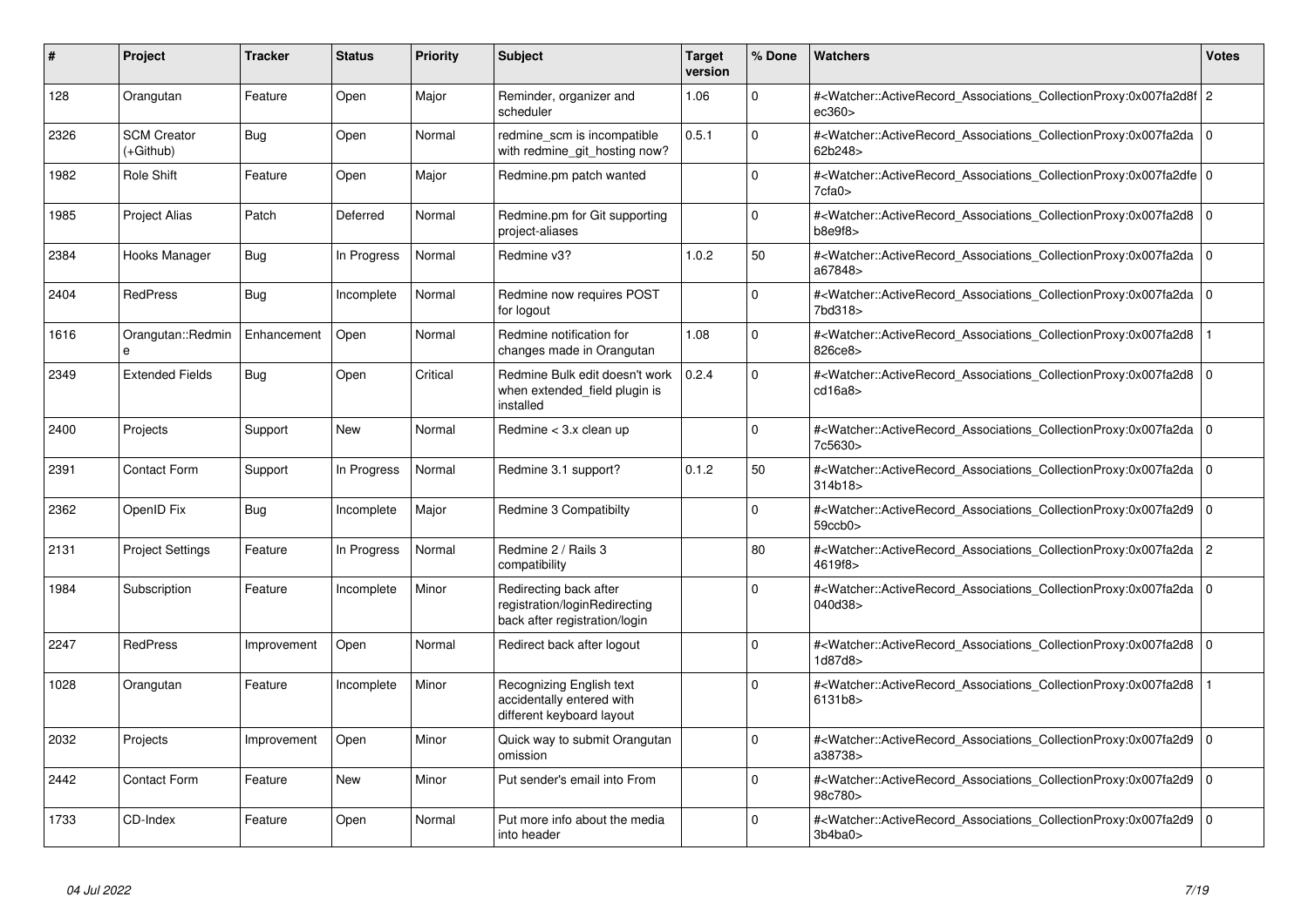| # | Project | Tracker | Status | Priority | Subject | Target version | % Done | Watchers | Votes |
|---|---|---|---|---|---|---|---|---|---|
| 128 | Orangutan | Feature | Open | Major | Reminder, organizer and scheduler | 1.06 | 0 | #<Watcher::ActiveRecord_Associations_CollectionProxy:0x007fa2d8fec360> | 2 |
| 2326 | SCM Creator (+Github) | Bug | Open | Normal | redmine_scm is incompatible with redmine_git_hosting now? | 0.5.1 | 0 | #<Watcher::ActiveRecord_Associations_CollectionProxy:0x007fa2da62b248> | 0 |
| 1982 | Role Shift | Feature | Open | Major | Redmine.pm patch wanted | | 0 | #<Watcher::ActiveRecord_Associations_CollectionProxy:0x007fa2dfe7cfa0> | 0 |
| 1985 | Project Alias | Patch | Deferred | Normal | Redmine.pm for Git supporting project-aliases | | 0 | #<Watcher::ActiveRecord_Associations_CollectionProxy:0x007fa2d8b8e9f8> | 0 |
| 2384 | Hooks Manager | Bug | In Progress | Normal | Redmine v3? | 1.0.2 | 50 | #<Watcher::ActiveRecord_Associations_CollectionProxy:0x007fa2daa67848> | 0 |
| 2404 | RedPress | Bug | Incomplete | Normal | Redmine now requires POST for logout | | 0 | #<Watcher::ActiveRecord_Associations_CollectionProxy:0x007fa2da7bd318> | 0 |
| 1616 | Orangutan::Redmine | Enhancement | Open | Normal | Redmine notification for changes made in Orangutan | 1.08 | 0 | #<Watcher::ActiveRecord_Associations_CollectionProxy:0x007fa2d8826ce8> | 1 |
| 2349 | Extended Fields | Bug | Open | Critical | Redmine Bulk edit doesn't work when extended_field plugin is installed | 0.2.4 | 0 | #<Watcher::ActiveRecord_Associations_CollectionProxy:0x007fa2d8cd16a8> | 0 |
| 2400 | Projects | Support | New | Normal | Redmine < 3.x clean up | | 0 | #<Watcher::ActiveRecord_Associations_CollectionProxy:0x007fa2da7c5630> | 0 |
| 2391 | Contact Form | Support | In Progress | Normal | Redmine 3.1 support? | 0.1.2 | 50 | #<Watcher::ActiveRecord_Associations_CollectionProxy:0x007fa2da314b18> | 0 |
| 2362 | OpenID Fix | Bug | Incomplete | Major | Redmine 3 Compatibilty | | 0 | #<Watcher::ActiveRecord_Associations_CollectionProxy:0x007fa2d959ccb0> | 0 |
| 2131 | Project Settings | Feature | In Progress | Normal | Redmine 2 / Rails 3 compatibility | | 80 | #<Watcher::ActiveRecord_Associations_CollectionProxy:0x007fa2da4619f8> | 2 |
| 1984 | Subscription | Feature | Incomplete | Minor | Redirecting back after registration/loginRedirecting back after registration/login | | 0 | #<Watcher::ActiveRecord_Associations_CollectionProxy:0x007fa2da040d38> | 0 |
| 2247 | RedPress | Improvement | Open | Normal | Redirect back after logout | | 0 | #<Watcher::ActiveRecord_Associations_CollectionProxy:0x007fa2d81d87d8> | 0 |
| 1028 | Orangutan | Feature | Incomplete | Minor | Recognizing English text accidentally entered with different keyboard layout | | 0 | #<Watcher::ActiveRecord_Associations_CollectionProxy:0x007fa2d86131b8> | 1 |
| 2032 | Projects | Improvement | Open | Minor | Quick way to submit Orangutan omission | | 0 | #<Watcher::ActiveRecord_Associations_CollectionProxy:0x007fa2d9a38738> | 0 |
| 2442 | Contact Form | Feature | New | Minor | Put sender's email into From | | 0 | #<Watcher::ActiveRecord_Associations_CollectionProxy:0x007fa2d998c780> | 0 |
| 1733 | CD-Index | Feature | Open | Normal | Put more info about the media into header | | 0 | #<Watcher::ActiveRecord_Associations_CollectionProxy:0x007fa2d93b4ba0> | 0 |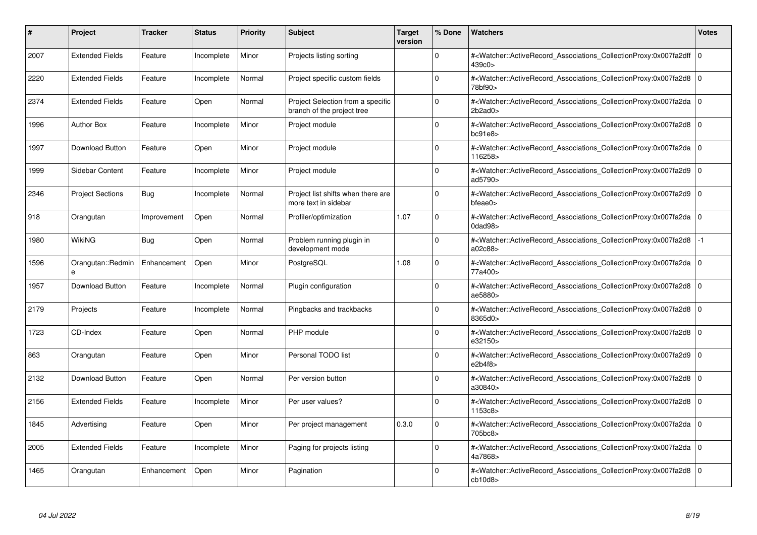| # | Project | Tracker | Status | Priority | Subject | Target version | % Done | Watchers | Votes |
|---|---|---|---|---|---|---|---|---|---|
| 2007 | Extended Fields | Feature | Incomplete | Minor | Projects listing sorting | | 0 | #<Watcher::ActiveRecord_Associations_CollectionProxy:0x007fa2dff439c0> | 0 |
| 2220 | Extended Fields | Feature | Incomplete | Normal | Project specific custom fields | | 0 | #<Watcher::ActiveRecord_Associations_CollectionProxy:0x007fa2d878bf90> | 0 |
| 2374 | Extended Fields | Feature | Open | Normal | Project Selection from a specific branch of the project tree | | 0 | #<Watcher::ActiveRecord_Associations_CollectionProxy:0x007fa2da2b2ad0> | 0 |
| 1996 | Author Box | Feature | Incomplete | Minor | Project module | | 0 | #<Watcher::ActiveRecord_Associations_CollectionProxy:0x007fa2d8bc91e8> | 0 |
| 1997 | Download Button | Feature | Open | Minor | Project module | | 0 | #<Watcher::ActiveRecord_Associations_CollectionProxy:0x007fa2da116258> | 0 |
| 1999 | Sidebar Content | Feature | Incomplete | Minor | Project module | | 0 | #<Watcher::ActiveRecord_Associations_CollectionProxy:0x007fa2d9ad5790> | 0 |
| 2346 | Project Sections | Bug | Incomplete | Normal | Project list shifts when there are more text in sidebar | | 0 | #<Watcher::ActiveRecord_Associations_CollectionProxy:0x007fa2d9bfeae0> | 0 |
| 918 | Orangutan | Improvement | Open | Normal | Profiler/optimization | 1.07 | 0 | #<Watcher::ActiveRecord_Associations_CollectionProxy:0x007fa2da0dad98> | 0 |
| 1980 | WikiNG | Bug | Open | Normal | Problem running plugin in development mode | | 0 | #<Watcher::ActiveRecord_Associations_CollectionProxy:0x007fa2d8a02c88> | -1 |
| 1596 | Orangutan::Redmine | Enhancement | Open | Minor | PostgreSQL | 1.08 | 0 | #<Watcher::ActiveRecord_Associations_CollectionProxy:0x007fa2da77a400> | 0 |
| 1957 | Download Button | Feature | Incomplete | Normal | Plugin configuration | | 0 | #<Watcher::ActiveRecord_Associations_CollectionProxy:0x007fa2d8ae5880> | 0 |
| 2179 | Projects | Feature | Incomplete | Normal | Pingbacks and trackbacks | | 0 | #<Watcher::ActiveRecord_Associations_CollectionProxy:0x007fa2d88365d0> | 0 |
| 1723 | CD-Index | Feature | Open | Normal | PHP module | | 0 | #<Watcher::ActiveRecord_Associations_CollectionProxy:0x007fa2d8e32150> | 0 |
| 863 | Orangutan | Feature | Open | Minor | Personal TODO list | | 0 | #<Watcher::ActiveRecord_Associations_CollectionProxy:0x007fa2d9e2b4f8> | 0 |
| 2132 | Download Button | Feature | Open | Normal | Per version button | | 0 | #<Watcher::ActiveRecord_Associations_CollectionProxy:0x007fa2d8a30840> | 0 |
| 2156 | Extended Fields | Feature | Incomplete | Minor | Per user values? | | 0 | #<Watcher::ActiveRecord_Associations_CollectionProxy:0x007fa2d81153c8> | 0 |
| 1845 | Advertising | Feature | Open | Minor | Per project management | 0.3.0 | 0 | #<Watcher::ActiveRecord_Associations_CollectionProxy:0x007fa2da705bc8> | 0 |
| 2005 | Extended Fields | Feature | Incomplete | Minor | Paging for projects listing | | 0 | #<Watcher::ActiveRecord_Associations_CollectionProxy:0x007fa2da4a7868> | 0 |
| 1465 | Orangutan | Enhancement | Open | Minor | Pagination | | 0 | #<Watcher::ActiveRecord_Associations_CollectionProxy:0x007fa2d8cb10d8> | 0 |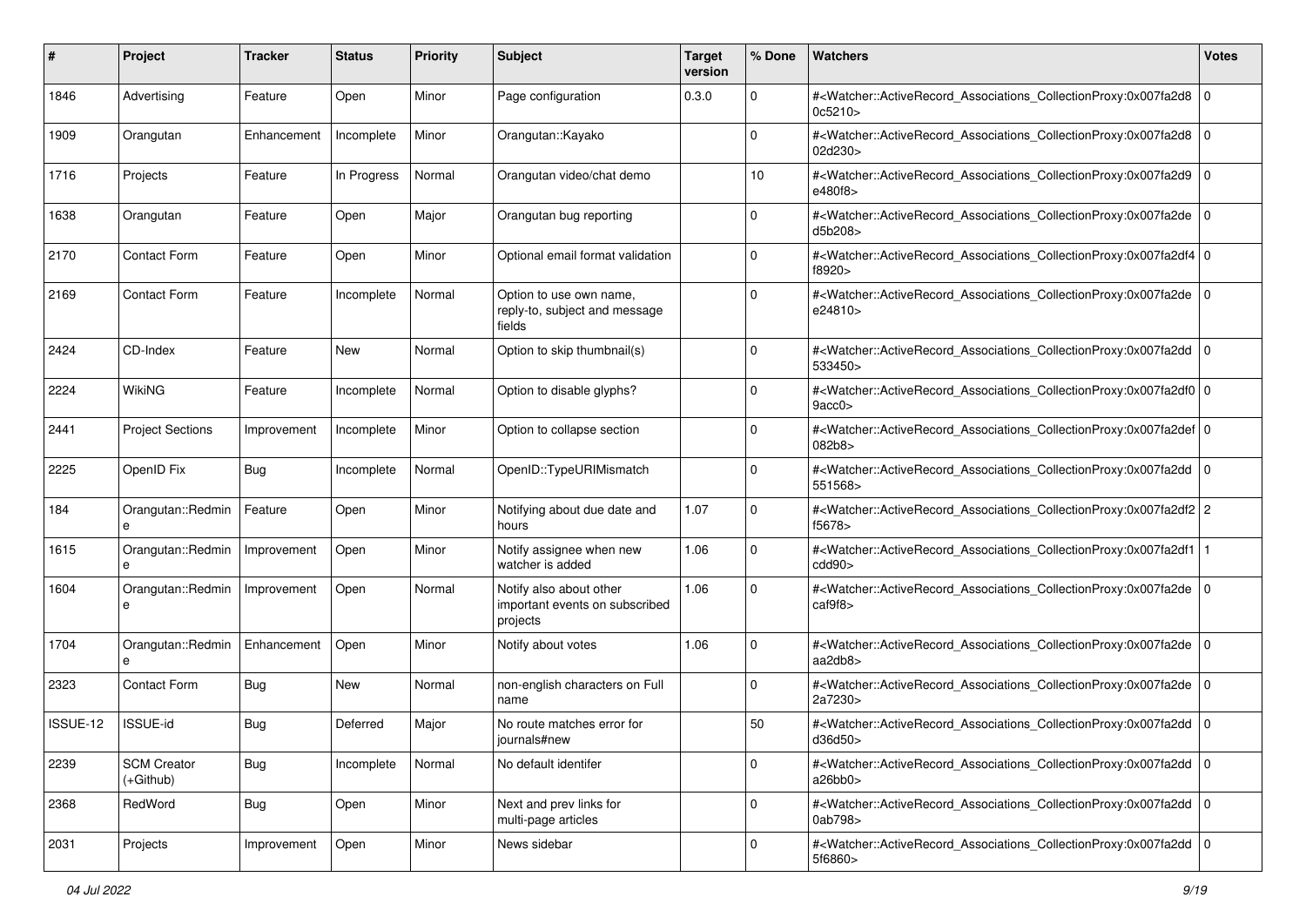| # | Project | Tracker | Status | Priority | Subject | Target version | % Done | Watchers | Votes |
|---|---|---|---|---|---|---|---|---|---|
| 1846 | Advertising | Feature | Open | Minor | Page configuration | 0.3.0 | 0 | #<Watcher::ActiveRecord_Associations_CollectionProxy:0x007fa2d80c5210> | 0 |
| 1909 | Orangutan | Enhancement | Incomplete | Minor | Orangutan::Kayako | | 0 | #<Watcher::ActiveRecord_Associations_CollectionProxy:0x007fa2d802d230> | 0 |
| 1716 | Projects | Feature | In Progress | Normal | Orangutan video/chat demo | | 10 | #<Watcher::ActiveRecord_Associations_CollectionProxy:0x007fa2d9e480f8> | 0 |
| 1638 | Orangutan | Feature | Open | Major | Orangutan bug reporting | | 0 | #<Watcher::ActiveRecord_Associations_CollectionProxy:0x007fa2ded5b208> | 0 |
| 2170 | Contact Form | Feature | Open | Minor | Optional email format validation | | 0 | #<Watcher::ActiveRecord_Associations_CollectionProxy:0x007fa2df4f8920> | 0 |
| 2169 | Contact Form | Feature | Incomplete | Normal | Option to use own name, reply-to, subject and message fields | | 0 | #<Watcher::ActiveRecord_Associations_CollectionProxy:0x007fa2dee24810> | 0 |
| 2424 | CD-Index | Feature | New | Normal | Option to skip thumbnail(s) | | 0 | #<Watcher::ActiveRecord_Associations_CollectionProxy:0x007fa2dd533450> | 0 |
| 2224 | WikiNG | Feature | Incomplete | Normal | Option to disable glyphs? | | 0 | #<Watcher::ActiveRecord_Associations_CollectionProxy:0x007fa2df09acc0> | 0 |
| 2441 | Project Sections | Improvement | Incomplete | Minor | Option to collapse section | | 0 | #<Watcher::ActiveRecord_Associations_CollectionProxy:0x007fa2def082b8> | 0 |
| 2225 | OpenID Fix | Bug | Incomplete | Normal | OpenID::TypeURIMismatch | | 0 | #<Watcher::ActiveRecord_Associations_CollectionProxy:0x007fa2dd551568> | 0 |
| 184 | Orangutan::Redmine | Feature | Open | Minor | Notifying about due date and hours | 1.07 | 0 | #<Watcher::ActiveRecord_Associations_CollectionProxy:0x007fa2df2f5678> | 2 |
| 1615 | Orangutan::Redmine | Improvement | Open | Minor | Notify assignee when new watcher is added | 1.06 | 0 | #<Watcher::ActiveRecord_Associations_CollectionProxy:0x007fa2df1cdd90> | 1 |
| 1604 | Orangutan::Redmine | Improvement | Open | Normal | Notify also about other important events on subscribed projects | 1.06 | 0 | #<Watcher::ActiveRecord_Associations_CollectionProxy:0x007fa2decaf9f8> | 0 |
| 1704 | Orangutan::Redmine | Enhancement | Open | Minor | Notify about votes | 1.06 | 0 | #<Watcher::ActiveRecord_Associations_CollectionProxy:0x007fa2deaa2db8> | 0 |
| 2323 | Contact Form | Bug | New | Normal | non-english characters on Full name | | 0 | #<Watcher::ActiveRecord_Associations_CollectionProxy:0x007fa2de2a7230> | 0 |
| ISSUE-12 | ISSUE-id | Bug | Deferred | Major | No route matches error for journals#new | | 50 | #<Watcher::ActiveRecord_Associations_CollectionProxy:0x007fa2ddd36d50> | 0 |
| 2239 | SCM Creator (+Github) | Bug | Incomplete | Normal | No default identifer | | 0 | #<Watcher::ActiveRecord_Associations_CollectionProxy:0x007fa2dda26bb0> | 0 |
| 2368 | RedWord | Bug | Open | Minor | Next and prev links for multi-page articles | | 0 | #<Watcher::ActiveRecord_Associations_CollectionProxy:0x007fa2dd0ab798> | 0 |
| 2031 | Projects | Improvement | Open | Minor | News sidebar | | 0 | #<Watcher::ActiveRecord_Associations_CollectionProxy:0x007fa2dd5f6860> | 0 |

*04 Jul 2022*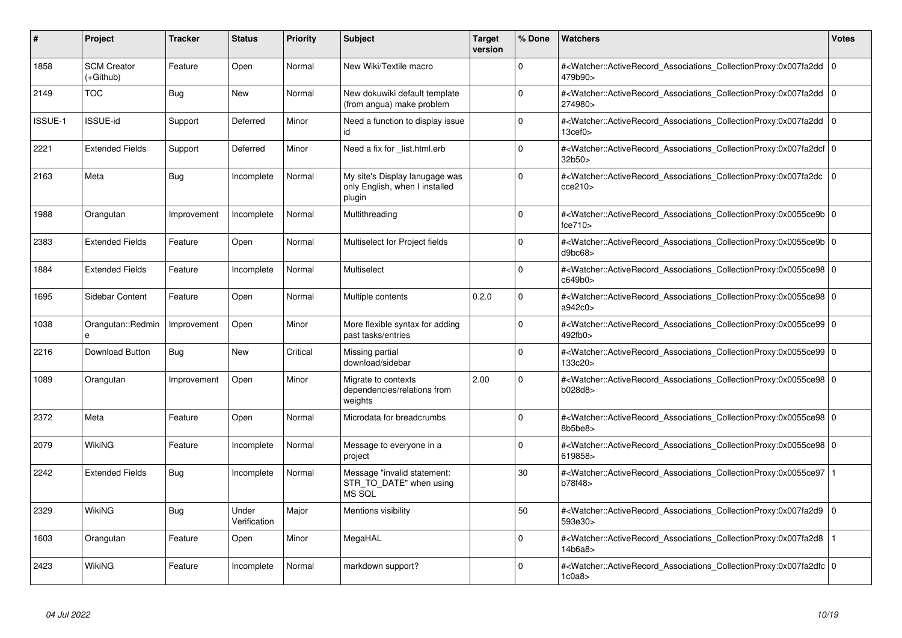| # | Project | Tracker | Status | Priority | Subject | Target version | % Done | Watchers | Votes |
|---|---|---|---|---|---|---|---|---|---|
| 1858 | SCM Creator (+Github) | Feature | Open | Normal | New Wiki/Textile macro | | 0 | #<Watcher::ActiveRecord_Associations_CollectionProxy:0x007fa2dd479b90> | 0 |
| 2149 | TOC | Bug | New | Normal | New dokuwiki default template (from angua) make problem | | 0 | #<Watcher::ActiveRecord_Associations_CollectionProxy:0x007fa2dd274980> | 0 |
| ISSUE-1 | ISSUE-id | Support | Deferred | Minor | Need a function to display issue id | | 0 | #<Watcher::ActiveRecord_Associations_CollectionProxy:0x007fa2dd13cef0> | 0 |
| 2221 | Extended Fields | Support | Deferred | Minor | Need a fix for _list.html.erb | | 0 | #<Watcher::ActiveRecord_Associations_CollectionProxy:0x007fa2dcf32b50> | 0 |
| 2163 | Meta | Bug | Incomplete | Normal | My site's Display lanugage was only English, when I installed plugin | | 0 | #<Watcher::ActiveRecord_Associations_CollectionProxy:0x007fa2dccce210> | 0 |
| 1988 | Orangutan | Improvement | Incomplete | Normal | Multithreading | | 0 | #<Watcher::ActiveRecord_Associations_CollectionProxy:0x0055ce9bfce710> | 0 |
| 2383 | Extended Fields | Feature | Open | Normal | Multiselect for Project fields | | 0 | #<Watcher::ActiveRecord_Associations_CollectionProxy:0x0055ce9bd9bc68> | 0 |
| 1884 | Extended Fields | Feature | Incomplete | Normal | Multiselect | | 0 | #<Watcher::ActiveRecord_Associations_CollectionProxy:0x0055ce98c649b0> | 0 |
| 1695 | Sidebar Content | Feature | Open | Normal | Multiple contents | 0.2.0 | 0 | #<Watcher::ActiveRecord_Associations_CollectionProxy:0x0055ce98a942c0> | 0 |
| 1038 | Orangutan::Redmine | Improvement | Open | Minor | More flexible syntax for adding past tasks/entries | | 0 | #<Watcher::ActiveRecord_Associations_CollectionProxy:0x0055ce99492fb0> | 0 |
| 2216 | Download Button | Bug | New | Critical | Missing partial download/sidebar | | 0 | #<Watcher::ActiveRecord_Associations_CollectionProxy:0x0055ce99133c20> | 0 |
| 1089 | Orangutan | Improvement | Open | Minor | Migrate to contexts dependencies/relations from weights | 2.00 | 0 | #<Watcher::ActiveRecord_Associations_CollectionProxy:0x0055ce98b028d8> | 0 |
| 2372 | Meta | Feature | Open | Normal | Microdata for breadcrumbs | | 0 | #<Watcher::ActiveRecord_Associations_CollectionProxy:0x0055ce988b5be8> | 0 |
| 2079 | WikiNG | Feature | Incomplete | Normal | Message to everyone in a project | | 0 | #<Watcher::ActiveRecord_Associations_CollectionProxy:0x0055ce98619858> | 0 |
| 2242 | Extended Fields | Bug | Incomplete | Normal | Message "invalid statement: STR_TO_DATE" when using MS SQL | | 30 | #<Watcher::ActiveRecord_Associations_CollectionProxy:0x0055ce97b78f48> | 1 |
| 2329 | WikiNG | Bug | Under Verification | Major | Mentions visibility | | 50 | #<Watcher::ActiveRecord_Associations_CollectionProxy:0x007fa2d9593e30> | 0 |
| 1603 | Orangutan | Feature | Open | Minor | MegaHAL | | 0 | #<Watcher::ActiveRecord_Associations_CollectionProxy:0x007fa2d814b6a8> | 1 |
| 2423 | WikiNG | Feature | Incomplete | Normal | markdown support? | | 0 | #<Watcher::ActiveRecord_Associations_CollectionProxy:0x007fa2dfc1c0a8> | 0 |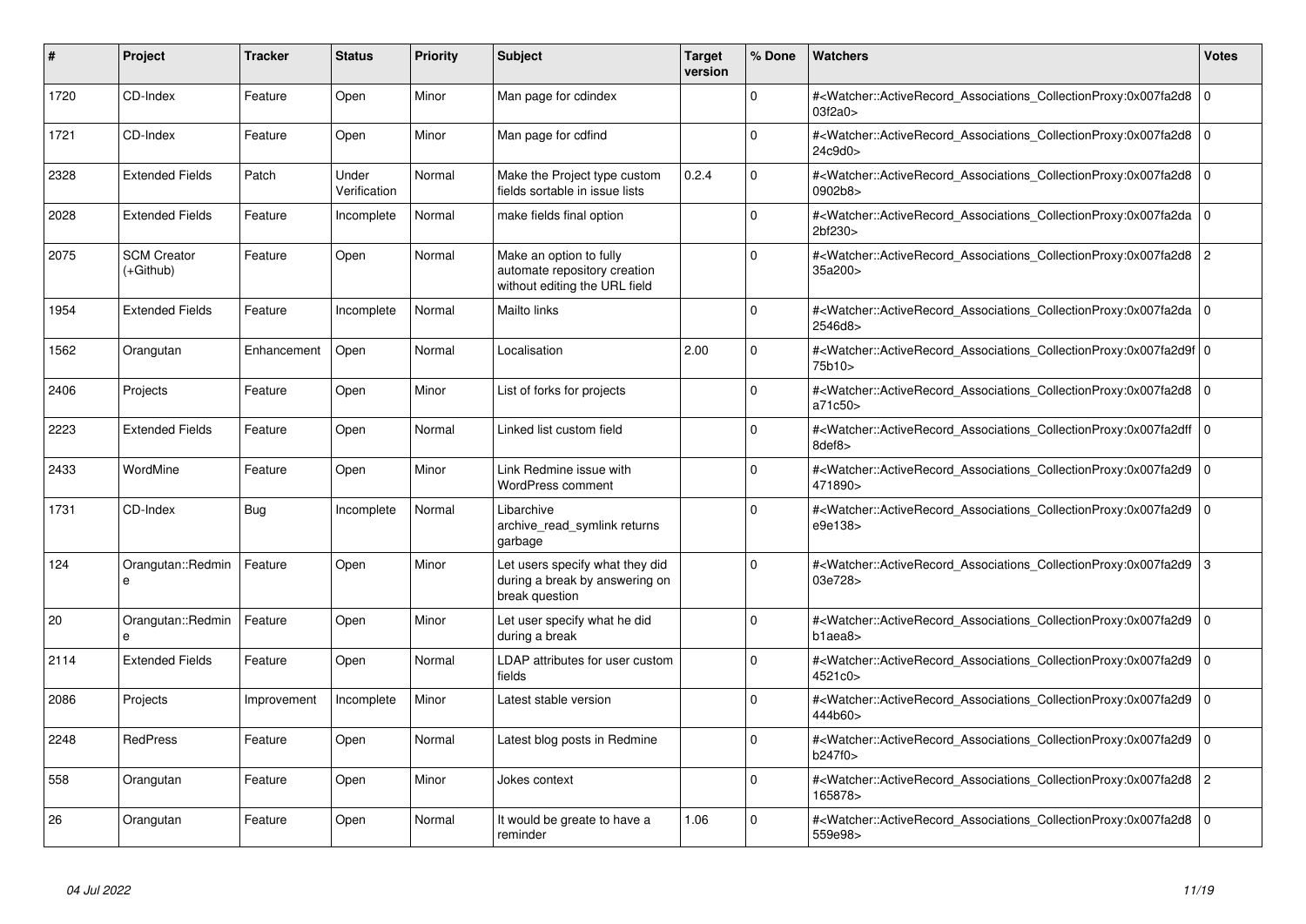| # | Project | Tracker | Status | Priority | Subject | Target version | % Done | Watchers | Votes |
|---|---|---|---|---|---|---|---|---|---|
| 1720 | CD-Index | Feature | Open | Minor | Man page for cdindex | | 0 | #<Watcher::ActiveRecord_Associations_CollectionProxy:0x007fa2d803f2a0> | 0 |
| 1721 | CD-Index | Feature | Open | Minor | Man page for cdfind | | 0 | #<Watcher::ActiveRecord_Associations_CollectionProxy:0x007fa2d824c9d0> | 0 |
| 2328 | Extended Fields | Patch | Under Verification | Normal | Make the Project type custom fields sortable in issue lists | 0.2.4 | 0 | #<Watcher::ActiveRecord_Associations_CollectionProxy:0x007fa2d80902b8> | 0 |
| 2028 | Extended Fields | Feature | Incomplete | Normal | make fields final option | | 0 | #<Watcher::ActiveRecord_Associations_CollectionProxy:0x007fa2da2bf230> | 0 |
| 2075 | SCM Creator (+Github) | Feature | Open | Normal | Make an option to fully automate repository creation without editing the URL field | | 0 | #<Watcher::ActiveRecord_Associations_CollectionProxy:0x007fa2d835a200> | 2 |
| 1954 | Extended Fields | Feature | Incomplete | Normal | Mailto links | | 0 | #<Watcher::ActiveRecord_Associations_CollectionProxy:0x007fa2da2546d8> | 0 |
| 1562 | Orangutan | Enhancement | Open | Normal | Localisation | 2.00 | 0 | #<Watcher::ActiveRecord_Associations_CollectionProxy:0x007fa2d9f75b10> | 0 |
| 2406 | Projects | Feature | Open | Minor | List of forks for projects | | 0 | #<Watcher::ActiveRecord_Associations_CollectionProxy:0x007fa2d8a71c50> | 0 |
| 2223 | Extended Fields | Feature | Open | Normal | Linked list custom field | | 0 | #<Watcher::ActiveRecord_Associations_CollectionProxy:0x007fa2dff8def8> | 0 |
| 2433 | WordMine | Feature | Open | Minor | Link Redmine issue with WordPress comment | | 0 | #<Watcher::ActiveRecord_Associations_CollectionProxy:0x007fa2d9471890> | 0 |
| 1731 | CD-Index | Bug | Incomplete | Normal | Libarchive archive_read_symlink returns garbage | | 0 | #<Watcher::ActiveRecord_Associations_CollectionProxy:0x007fa2d9e9e138> | 0 |
| 124 | Orangutan::Redmine | Feature | Open | Minor | Let users specify what they did during a break by answering on break question | | 0 | #<Watcher::ActiveRecord_Associations_CollectionProxy:0x007fa2d903e728> | 3 |
| 20 | Orangutan::Redmine | Feature | Open | Minor | Let user specify what he did during a break | | 0 | #<Watcher::ActiveRecord_Associations_CollectionProxy:0x007fa2d9b1aea8> | 0 |
| 2114 | Extended Fields | Feature | Open | Normal | LDAP attributes for user custom fields | | 0 | #<Watcher::ActiveRecord_Associations_CollectionProxy:0x007fa2d94521c0> | 0 |
| 2086 | Projects | Improvement | Incomplete | Minor | Latest stable version | | 0 | #<Watcher::ActiveRecord_Associations_CollectionProxy:0x007fa2d9444b60> | 0 |
| 2248 | RedPress | Feature | Open | Normal | Latest blog posts in Redmine | | 0 | #<Watcher::ActiveRecord_Associations_CollectionProxy:0x007fa2d9b247f0> | 0 |
| 558 | Orangutan | Feature | Open | Minor | Jokes context | | 0 | #<Watcher::ActiveRecord_Associations_CollectionProxy:0x007fa2d8165878> | 2 |
| 26 | Orangutan | Feature | Open | Normal | It would be greate to have a reminder | 1.06 | 0 | #<Watcher::ActiveRecord_Associations_CollectionProxy:0x007fa2d8559e98> | 0 |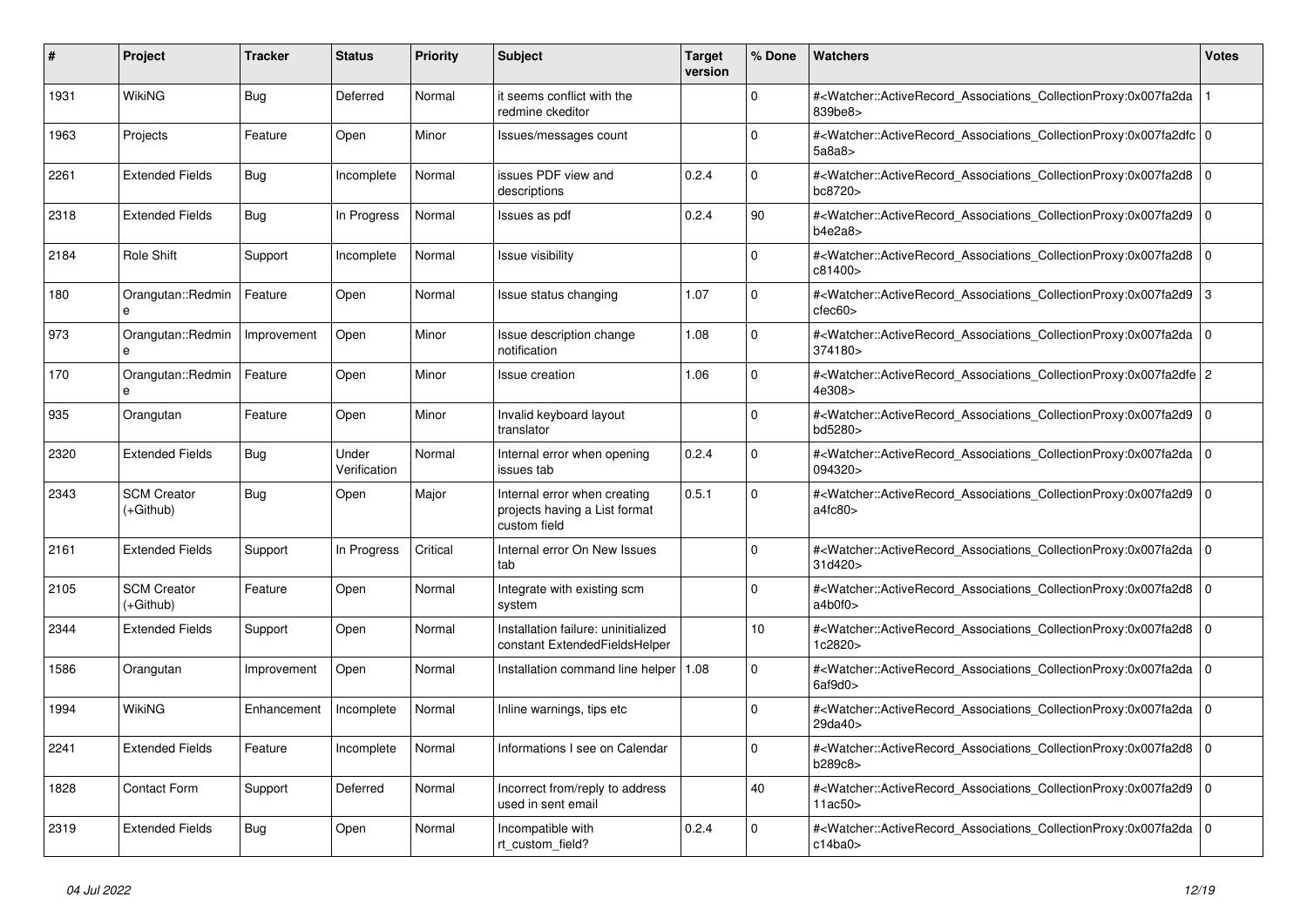| # | Project | Tracker | Status | Priority | Subject | Target version | % Done | Watchers | Votes |
|---|---|---|---|---|---|---|---|---|---|
| 1931 | WikiNG | Bug | Deferred | Normal | it seems conflict with the redmine ckeditor | | 0 | #<Watcher::ActiveRecord_Associations_CollectionProxy:0x007fa2da839be8> | 1 |
| 1963 | Projects | Feature | Open | Minor | Issues/messages count | | 0 | #<Watcher::ActiveRecord_Associations_CollectionProxy:0x007fa2dfc5a8a8> | 0 |
| 2261 | Extended Fields | Bug | Incomplete | Normal | issues PDF view and descriptions | 0.2.4 | 0 | #<Watcher::ActiveRecord_Associations_CollectionProxy:0x007fa2d8bc8720> | 0 |
| 2318 | Extended Fields | Bug | In Progress | Normal | Issues as pdf | 0.2.4 | 90 | #<Watcher::ActiveRecord_Associations_CollectionProxy:0x007fa2d9b4e2a8> | 0 |
| 2184 | Role Shift | Support | Incomplete | Normal | Issue visibility | | 0 | #<Watcher::ActiveRecord_Associations_CollectionProxy:0x007fa2d8c81400> | 0 |
| 180 | Orangutan::Redmine | Feature | Open | Normal | Issue status changing | 1.07 | 0 | #<Watcher::ActiveRecord_Associations_CollectionProxy:0x007fa2d9cfec60> | 3 |
| 973 | Orangutan::Redmine | Improvement | Open | Minor | Issue description change notification | 1.08 | 0 | #<Watcher::ActiveRecord_Associations_CollectionProxy:0x007fa2da374180> | 0 |
| 170 | Orangutan::Redmine | Feature | Open | Minor | Issue creation | 1.06 | 0 | #<Watcher::ActiveRecord_Associations_CollectionProxy:0x007fa2dfe4e308> | 2 |
| 935 | Orangutan | Feature | Open | Minor | Invalid keyboard layout translator | | 0 | #<Watcher::ActiveRecord_Associations_CollectionProxy:0x007fa2d9bd5280> | 0 |
| 2320 | Extended Fields | Bug | Under Verification | Normal | Internal error when opening issues tab | 0.2.4 | 0 | #<Watcher::ActiveRecord_Associations_CollectionProxy:0x007fa2da094320> | 0 |
| 2343 | SCM Creator (+Github) | Bug | Open | Major | Internal error when creating projects having a List format custom field | 0.5.1 | 0 | #<Watcher::ActiveRecord_Associations_CollectionProxy:0x007fa2d9a4fc80> | 0 |
| 2161 | Extended Fields | Support | In Progress | Critical | Internal error On New Issues tab | | 0 | #<Watcher::ActiveRecord_Associations_CollectionProxy:0x007fa2da31d420> | 0 |
| 2105 | SCM Creator (+Github) | Feature | Open | Normal | Integrate with existing scm system | | 0 | #<Watcher::ActiveRecord_Associations_CollectionProxy:0x007fa2d8a4b0f0> | 0 |
| 2344 | Extended Fields | Support | Open | Normal | Installation failure: uninitialized constant ExtendedFieldsHelper | | 10 | #<Watcher::ActiveRecord_Associations_CollectionProxy:0x007fa2d81c2820> | 0 |
| 1586 | Orangutan | Improvement | Open | Normal | Installation command line helper | 1.08 | 0 | #<Watcher::ActiveRecord_Associations_CollectionProxy:0x007fa2da6af9d0> | 0 |
| 1994 | WikiNG | Enhancement | Incomplete | Normal | Inline warnings, tips etc | | 0 | #<Watcher::ActiveRecord_Associations_CollectionProxy:0x007fa2da29da40> | 0 |
| 2241 | Extended Fields | Feature | Incomplete | Normal | Informations I see on Calendar | | 0 | #<Watcher::ActiveRecord_Associations_CollectionProxy:0x007fa2d8b289c8> | 0 |
| 1828 | Contact Form | Support | Deferred | Normal | Incorrect from/reply to address used in sent email | | 40 | #<Watcher::ActiveRecord_Associations_CollectionProxy:0x007fa2d911ac50> | 0 |
| 2319 | Extended Fields | Bug | Open | Normal | Incompatible with rt_custom_field? | 0.2.4 | 0 | #<Watcher::ActiveRecord_Associations_CollectionProxy:0x007fa2dac14ba0> | 0 |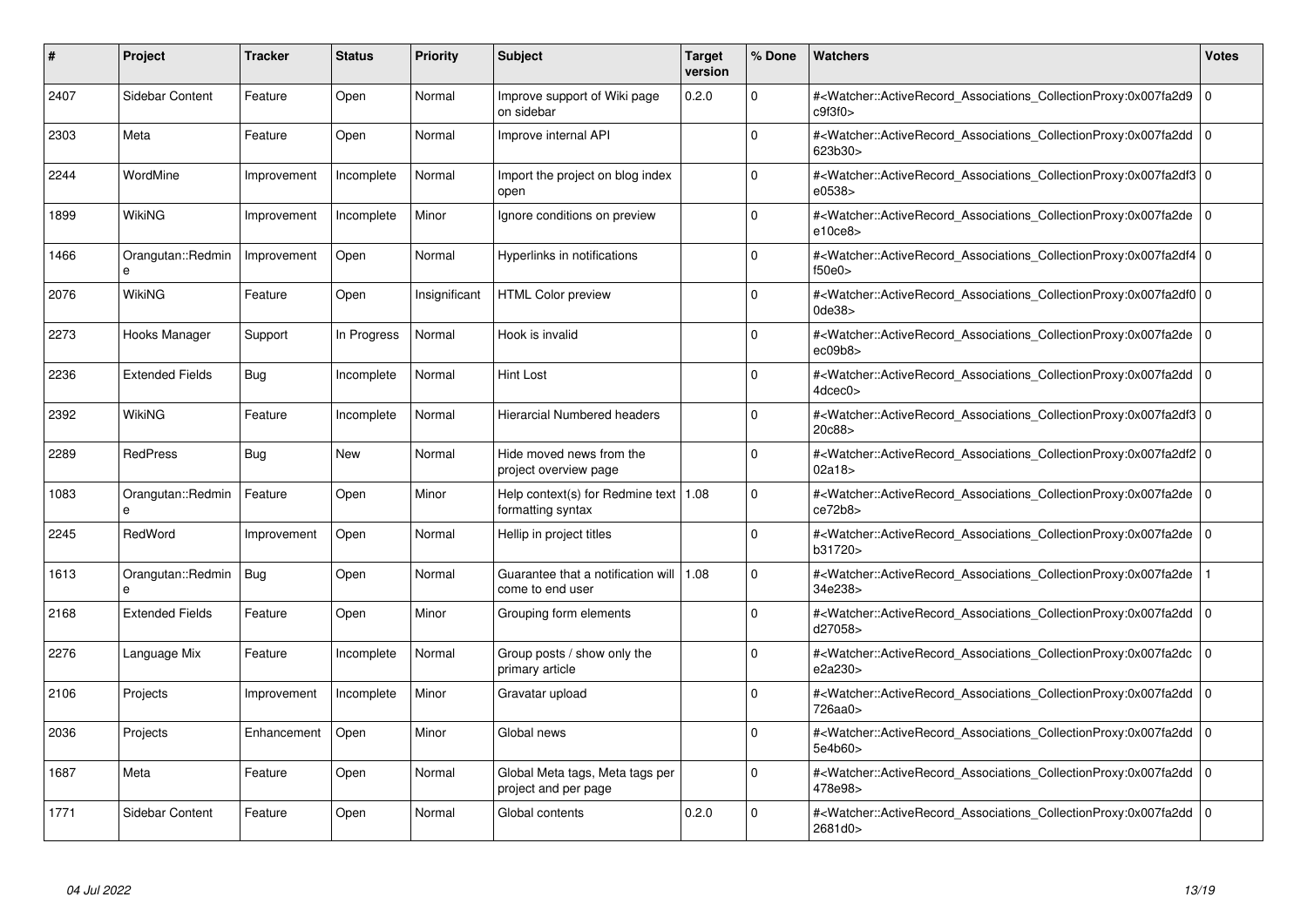| # | Project | Tracker | Status | Priority | Subject | Target version | % Done | Watchers | Votes |
|---|---|---|---|---|---|---|---|---|---|
| 2407 | Sidebar Content | Feature | Open | Normal | Improve support of Wiki page on sidebar | 0.2.0 | 0 | #<Watcher::ActiveRecord_Associations_CollectionProxy:0x007fa2d9c9f3f0> | 0 |
| 2303 | Meta | Feature | Open | Normal | Improve internal API |  | 0 | #<Watcher::ActiveRecord_Associations_CollectionProxy:0x007fa2dd623b30> | 0 |
| 2244 | WordMine | Improvement | Incomplete | Normal | Import the project on blog index open |  | 0 | #<Watcher::ActiveRecord_Associations_CollectionProxy:0x007fa2df3e0538> | 0 |
| 1899 | WikiNG | Improvement | Incomplete | Minor | Ignore conditions on preview |  | 0 | #<Watcher::ActiveRecord_Associations_CollectionProxy:0x007fa2dee10ce8> | 0 |
| 1466 | Orangutan::Redmine | Improvement | Open | Normal | Hyperlinks in notifications |  | 0 | #<Watcher::ActiveRecord_Associations_CollectionProxy:0x007fa2df4f50e0> | 0 |
| 2076 | WikiNG | Feature | Open | Insignificant | HTML Color preview |  | 0 | #<Watcher::ActiveRecord_Associations_CollectionProxy:0x007fa2df00de38> | 0 |
| 2273 | Hooks Manager | Support | In Progress | Normal | Hook is invalid |  | 0 | #<Watcher::ActiveRecord_Associations_CollectionProxy:0x007fa2deec09b8> | 0 |
| 2236 | Extended Fields | Bug | Incomplete | Normal | Hint Lost |  | 0 | #<Watcher::ActiveRecord_Associations_CollectionProxy:0x007fa2dd4dcec0> | 0 |
| 2392 | WikiNG | Feature | Incomplete | Normal | Hierarcial Numbered headers |  | 0 | #<Watcher::ActiveRecord_Associations_CollectionProxy:0x007fa2df320c88> | 0 |
| 2289 | RedPress | Bug | New | Normal | Hide moved news from the project overview page |  | 0 | #<Watcher::ActiveRecord_Associations_CollectionProxy:0x007fa2df202a18> | 0 |
| 1083 | Orangutan::Redmine | Feature | Open | Minor | Help context(s) for Redmine text formatting syntax | 1.08 | 0 | #<Watcher::ActiveRecord_Associations_CollectionProxy:0x007fa2dece72b8> | 0 |
| 2245 | RedWord | Improvement | Open | Normal | Hellip in project titles |  | 0 | #<Watcher::ActiveRecord_Associations_CollectionProxy:0x007fa2deb31720> | 0 |
| 1613 | Orangutan::Redmine | Bug | Open | Normal | Guarantee that a notification will come to end user | 1.08 | 0 | #<Watcher::ActiveRecord_Associations_CollectionProxy:0x007fa2de34e238> | 1 |
| 2168 | Extended Fields | Feature | Open | Minor | Grouping form elements |  | 0 | #<Watcher::ActiveRecord_Associations_CollectionProxy:0x007fa2ddd27058> | 0 |
| 2276 | Language Mix | Feature | Incomplete | Normal | Group posts / show only the primary article |  | 0 | #<Watcher::ActiveRecord_Associations_CollectionProxy:0x007fa2dce2a230> | 0 |
| 2106 | Projects | Improvement | Incomplete | Minor | Gravatar upload |  | 0 | #<Watcher::ActiveRecord_Associations_CollectionProxy:0x007fa2dd726aa0> | 0 |
| 2036 | Projects | Enhancement | Open | Minor | Global news |  | 0 | #<Watcher::ActiveRecord_Associations_CollectionProxy:0x007fa2dd5e4b60> | 0 |
| 1687 | Meta | Feature | Open | Normal | Global Meta tags, Meta tags per project and per page |  | 0 | #<Watcher::ActiveRecord_Associations_CollectionProxy:0x007fa2dd478e98> | 0 |
| 1771 | Sidebar Content | Feature | Open | Normal | Global contents | 0.2.0 | 0 | #<Watcher::ActiveRecord_Associations_CollectionProxy:0x007fa2dd2681d0> | 0 |

*04 Jul 2022*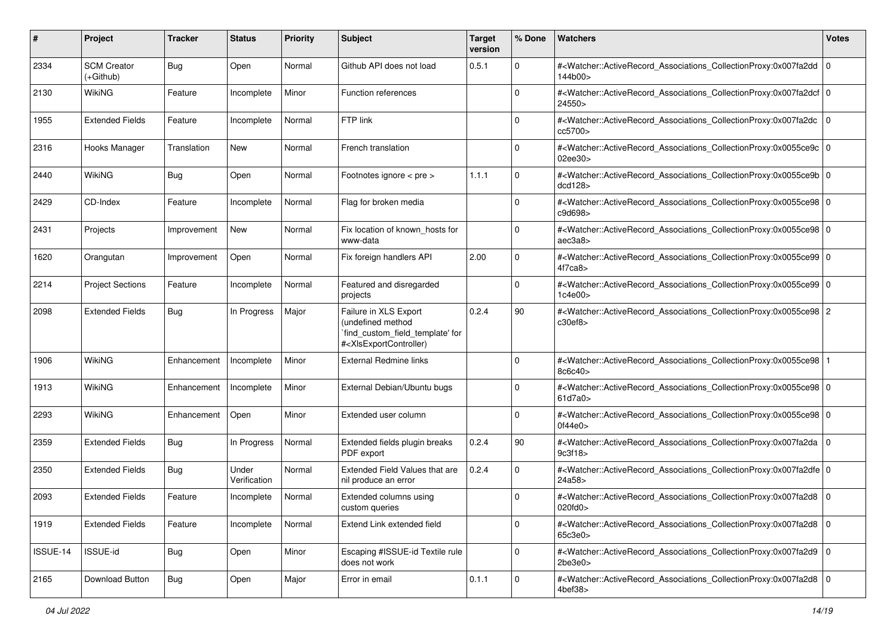| # | Project | Tracker | Status | Priority | Subject | Target version | % Done | Watchers | Votes |
|---|---|---|---|---|---|---|---|---|---|
| 2334 | SCM Creator (+Github) | Bug | Open | Normal | Github API does not load | 0.5.1 | 0 | #<Watcher::ActiveRecord_Associations_CollectionProxy:0x007fa2dd144b00> | 0 |
| 2130 | WikiNG | Feature | Incomplete | Minor | Function references | | 0 | #<Watcher::ActiveRecord_Associations_CollectionProxy:0x007fa2dcf24550> | 0 |
| 1955 | Extended Fields | Feature | Incomplete | Normal | FTP link | | 0 | #<Watcher::ActiveRecord_Associations_CollectionProxy:0x007fa2dccc5700> | 0 |
| 2316 | Hooks Manager | Translation | New | Normal | French translation | | 0 | #<Watcher::ActiveRecord_Associations_CollectionProxy:0x0055ce9c02ee30> | 0 |
| 2440 | WikiNG | Bug | Open | Normal | Footnotes ignore < pre > | 1.1.1 | 0 | #<Watcher::ActiveRecord_Associations_CollectionProxy:0x0055ce9bdcd128> | 0 |
| 2429 | CD-Index | Feature | Incomplete | Normal | Flag for broken media | | 0 | #<Watcher::ActiveRecord_Associations_CollectionProxy:0x0055ce98c9d698> | 0 |
| 2431 | Projects | Improvement | New | Normal | Fix location of known_hosts for www-data | | 0 | #<Watcher::ActiveRecord_Associations_CollectionProxy:0x0055ce98aec3a8> | 0 |
| 1620 | Orangutan | Improvement | Open | Normal | Fix foreign handlers API | 2.00 | 0 | #<Watcher::ActiveRecord_Associations_CollectionProxy:0x0055ce994f7ca8> | 0 |
| 2214 | Project Sections | Feature | Incomplete | Normal | Featured and disregarded projects | | 0 | #<Watcher::ActiveRecord_Associations_CollectionProxy:0x0055ce991c4e00> | 0 |
| 2098 | Extended Fields | Bug | In Progress | Major | Failure in XLS Export (undefined method `find_custom_field_template' for #<XlsExportController) | 0.2.4 | 90 | #<Watcher::ActiveRecord_Associations_CollectionProxy:0x0055ce98c30ef8> | 2 |
| 1906 | WikiNG | Enhancement | Incomplete | Minor | External Redmine links | | 0 | #<Watcher::ActiveRecord_Associations_CollectionProxy:0x0055ce988c6c40> | 1 |
| 1913 | WikiNG | Enhancement | Incomplete | Minor | External Debian/Ubuntu bugs | | 0 | #<Watcher::ActiveRecord_Associations_CollectionProxy:0x0055ce9861d7a0> | 0 |
| 2293 | WikiNG | Enhancement | Open | Minor | Extended user column | | 0 | #<Watcher::ActiveRecord_Associations_CollectionProxy:0x0055ce980f44e0> | 0 |
| 2359 | Extended Fields | Bug | In Progress | Normal | Extended fields plugin breaks PDF export | 0.2.4 | 90 | #<Watcher::ActiveRecord_Associations_CollectionProxy:0x007fa2da9c3f18> | 0 |
| 2350 | Extended Fields | Bug | Under Verification | Normal | Extended Field Values that are nil produce an error | 0.2.4 | 0 | #<Watcher::ActiveRecord_Associations_CollectionProxy:0x007fa2dfe24a58> | 0 |
| 2093 | Extended Fields | Feature | Incomplete | Normal | Extended columns using custom queries | | 0 | #<Watcher::ActiveRecord_Associations_CollectionProxy:0x007fa2d8020fd0> | 0 |
| 1919 | Extended Fields | Feature | Incomplete | Normal | Extend Link extended field | | 0 | #<Watcher::ActiveRecord_Associations_CollectionProxy:0x007fa2d865c3e0> | 0 |
| ISSUE-14 | ISSUE-id | Bug | Open | Minor | Escaping #ISSUE-id Textile rule does not work | | 0 | #<Watcher::ActiveRecord_Associations_CollectionProxy:0x007fa2d92be3e0> | 0 |
| 2165 | Download Button | Bug | Open | Major | Error in email | 0.1.1 | 0 | #<Watcher::ActiveRecord_Associations_CollectionProxy:0x007fa2d84bef38> | 0 |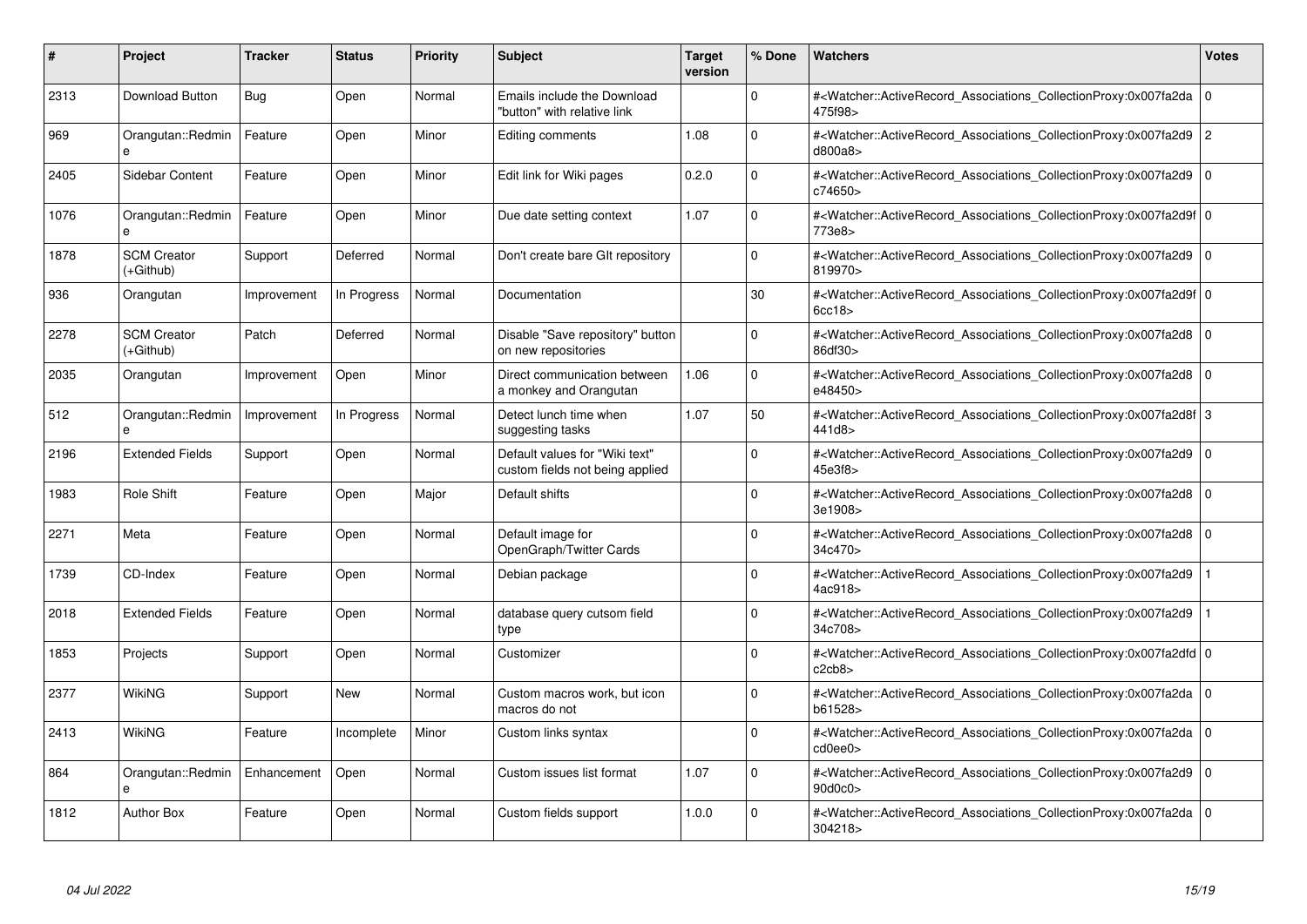| # | Project | Tracker | Status | Priority | Subject | Target version | % Done | Watchers | Votes |
|---|---|---|---|---|---|---|---|---|---|
| 2313 | Download Button | Bug | Open | Normal | Emails include the Download "button" with relative link | | 0 | #<Watcher::ActiveRecord_Associations_CollectionProxy:0x007fa2da475f98> | 0 |
| 969 | Orangutan::Redmine | Feature | Open | Minor | Editing comments | 1.08 | 0 | #<Watcher::ActiveRecord_Associations_CollectionProxy:0x007fa2d9d800a8> | 2 |
| 2405 | Sidebar Content | Feature | Open | Minor | Edit link for Wiki pages | 0.2.0 | 0 | #<Watcher::ActiveRecord_Associations_CollectionProxy:0x007fa2d9c74650> | 0 |
| 1076 | Orangutan::Redmine | Feature | Open | Minor | Due date setting context | 1.07 | 0 | #<Watcher::ActiveRecord_Associations_CollectionProxy:0x007fa2d9f773e8> | 0 |
| 1878 | SCM Creator (+Github) | Support | Deferred | Normal | Don't create bare GIt repository | | 0 | #<Watcher::ActiveRecord_Associations_CollectionProxy:0x007fa2d9819970> | 0 |
| 936 | Orangutan | Improvement | In Progress | Normal | Documentation | | 30 | #<Watcher::ActiveRecord_Associations_CollectionProxy:0x007fa2d9f6cc18> | 0 |
| 2278 | SCM Creator (+Github) | Patch | Deferred | Normal | Disable "Save repository" button on new repositories | | 0 | #<Watcher::ActiveRecord_Associations_CollectionProxy:0x007fa2d886df30> | 0 |
| 2035 | Orangutan | Improvement | Open | Minor | Direct communication between a monkey and Orangutan | 1.06 | 0 | #<Watcher::ActiveRecord_Associations_CollectionProxy:0x007fa2d8e48450> | 0 |
| 512 | Orangutan::Redmine | Improvement | In Progress | Normal | Detect lunch time when suggesting tasks | 1.07 | 50 | #<Watcher::ActiveRecord_Associations_CollectionProxy:0x007fa2d8f441d8> | 3 |
| 2196 | Extended Fields | Support | Open | Normal | Default values for "Wiki text" custom fields not being applied | | 0 | #<Watcher::ActiveRecord_Associations_CollectionProxy:0x007fa2d945e3f8> | 0 |
| 1983 | Role Shift | Feature | Open | Major | Default shifts | | 0 | #<Watcher::ActiveRecord_Associations_CollectionProxy:0x007fa2d83e1908> | 0 |
| 2271 | Meta | Feature | Open | Normal | Default image for OpenGraph/Twitter Cards | | 0 | #<Watcher::ActiveRecord_Associations_CollectionProxy:0x007fa2d834c470> | 0 |
| 1739 | CD-Index | Feature | Open | Normal | Debian package | | 0 | #<Watcher::ActiveRecord_Associations_CollectionProxy:0x007fa2d94ac918> | 1 |
| 2018 | Extended Fields | Feature | Open | Normal | database query cutsom field type | | 0 | #<Watcher::ActiveRecord_Associations_CollectionProxy:0x007fa2d934c708> | 1 |
| 1853 | Projects | Support | Open | Normal | Customizer | | 0 | #<Watcher::ActiveRecord_Associations_CollectionProxy:0x007fa2dfdc2cb8> | 0 |
| 2377 | WikiNG | Support | New | Normal | Custom macros work, but icon macros do not | | 0 | #<Watcher::ActiveRecord_Associations_CollectionProxy:0x007fa2dab61528> | 0 |
| 2413 | WikiNG | Feature | Incomplete | Minor | Custom links syntax | | 0 | #<Watcher::ActiveRecord_Associations_CollectionProxy:0x007fa2dacd0ee0> | 0 |
| 864 | Orangutan::Redmine | Enhancement | Open | Normal | Custom issues list format | 1.07 | 0 | #<Watcher::ActiveRecord_Associations_CollectionProxy:0x007fa2d990d0c0> | 0 |
| 1812 | Author Box | Feature | Open | Normal | Custom fields support | 1.0.0 | 0 | #<Watcher::ActiveRecord_Associations_CollectionProxy:0x007fa2da304218> | 0 |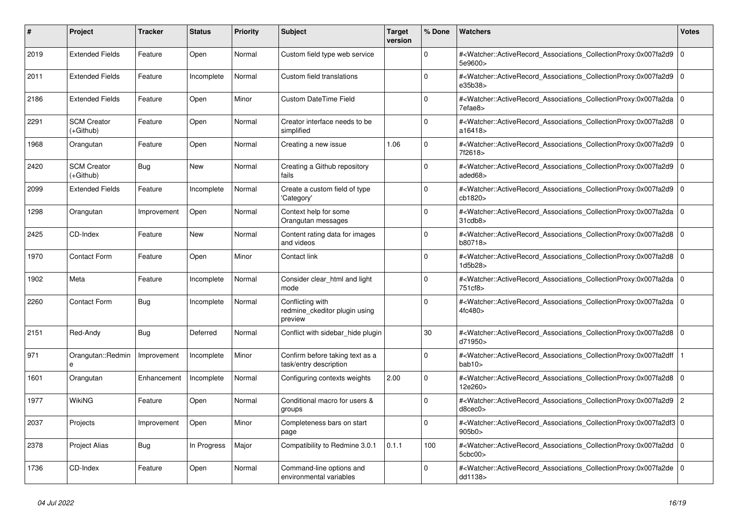| # | Project | Tracker | Status | Priority | Subject | Target version | % Done | Watchers | Votes |
|---|---|---|---|---|---|---|---|---|---|
| 2019 | Extended Fields | Feature | Open | Normal | Custom field type web service | | 0 | #<Watcher::ActiveRecord_Associations_CollectionProxy:0x007fa2d95e9600> | 0 |
| 2011 | Extended Fields | Feature | Incomplete | Normal | Custom field translations | | 0 | #<Watcher::ActiveRecord_Associations_CollectionProxy:0x007fa2d9e35b38> | 0 |
| 2186 | Extended Fields | Feature | Open | Minor | Custom DateTime Field | | 0 | #<Watcher::ActiveRecord_Associations_CollectionProxy:0x007fa2da7efae8> | 0 |
| 2291 | SCM Creator (+Github) | Feature | Open | Normal | Creator interface needs to be simplified | | 0 | #<Watcher::ActiveRecord_Associations_CollectionProxy:0x007fa2d8a16418> | 0 |
| 1968 | Orangutan | Feature | Open | Normal | Creating a new issue | 1.06 | 0 | #<Watcher::ActiveRecord_Associations_CollectionProxy:0x007fa2d97f2618> | 0 |
| 2420 | SCM Creator (+Github) | Bug | New | Normal | Creating a Github repository fails | | 0 | #<Watcher::ActiveRecord_Associations_CollectionProxy:0x007fa2d9aded68> | 0 |
| 2099 | Extended Fields | Feature | Incomplete | Normal | Create a custom field of type 'Category' | | 0 | #<Watcher::ActiveRecord_Associations_CollectionProxy:0x007fa2d9cb1820> | 0 |
| 1298 | Orangutan | Improvement | Open | Normal | Context help for some Orangutan messages | | 0 | #<Watcher::ActiveRecord_Associations_CollectionProxy:0x007fa2da31cdb8> | 0 |
| 2425 | CD-Index | Feature | New | Normal | Content rating data for images and videos | | 0 | #<Watcher::ActiveRecord_Associations_CollectionProxy:0x007fa2d8b80718> | 0 |
| 1970 | Contact Form | Feature | Open | Minor | Contact link | | 0 | #<Watcher::ActiveRecord_Associations_CollectionProxy:0x007fa2d81d5b28> | 0 |
| 1902 | Meta | Feature | Incomplete | Normal | Consider clear_html and light mode | | 0 | #<Watcher::ActiveRecord_Associations_CollectionProxy:0x007fa2da751cf8> | 0 |
| 2260 | Contact Form | Bug | Incomplete | Normal | Conflicting with redmine_ckeditor plugin using preview | | 0 | #<Watcher::ActiveRecord_Associations_CollectionProxy:0x007fa2da4fc480> | 0 |
| 2151 | Red-Andy | Bug | Deferred | Normal | Conflict with sidebar_hide plugin | | 30 | #<Watcher::ActiveRecord_Associations_CollectionProxy:0x007fa2d8d71950> | 0 |
| 971 | Orangutan::Redmine | Improvement | Incomplete | Minor | Confirm before taking text as a task/entry description | | 0 | #<Watcher::ActiveRecord_Associations_CollectionProxy:0x007fa2dffbab10> | 1 |
| 1601 | Orangutan | Enhancement | Incomplete | Normal | Configuring contexts weights | 2.00 | 0 | #<Watcher::ActiveRecord_Associations_CollectionProxy:0x007fa2d812e260> | 0 |
| 1977 | WikiNG | Feature | Open | Normal | Conditional macro for users & groups | | 0 | #<Watcher::ActiveRecord_Associations_CollectionProxy:0x007fa2d9d8cec0> | 2 |
| 2037 | Projects | Improvement | Open | Minor | Completeness bars on start page | | 0 | #<Watcher::ActiveRecord_Associations_CollectionProxy:0x007fa2df3905b0> | 0 |
| 2378 | Project Alias | Bug | In Progress | Major | Compatibility to Redmine 3.0.1 | 0.1.1 | 100 | #<Watcher::ActiveRecord_Associations_CollectionProxy:0x007fa2dd5cbc00> | 0 |
| 1736 | CD-Index | Feature | Open | Normal | Command-line options and environmental variables | | 0 | #<Watcher::ActiveRecord_Associations_CollectionProxy:0x007fa2dedd1138> | 0 |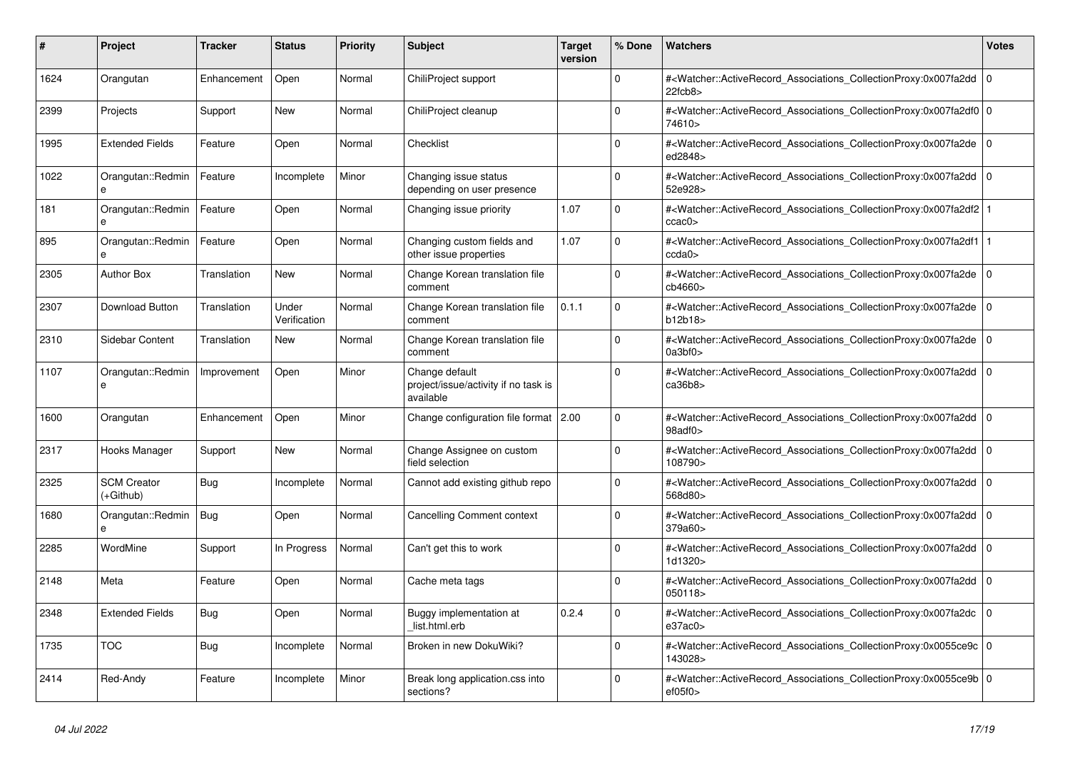| # | Project | Tracker | Status | Priority | Subject | Target version | % Done | Watchers | Votes |
|---|---|---|---|---|---|---|---|---|---|
| 1624 | Orangutan | Enhancement | Open | Normal | ChiliProject support | | 0 | #<Watcher::ActiveRecord_Associations_CollectionProxy:0x007fa2dd22fcb8> | 0 |
| 2399 | Projects | Support | New | Normal | ChiliProject cleanup | | 0 | #<Watcher::ActiveRecord_Associations_CollectionProxy:0x007fa2df074610> | 0 |
| 1995 | Extended Fields | Feature | Open | Normal | Checklist | | 0 | #<Watcher::ActiveRecord_Associations_CollectionProxy:0x007fa2deed2848> | 0 |
| 1022 | Orangutan::Redmine | Feature | Incomplete | Minor | Changing issue status depending on user presence | | 0 | #<Watcher::ActiveRecord_Associations_CollectionProxy:0x007fa2dd52e928> | 0 |
| 181 | Orangutan::Redmine | Feature | Open | Normal | Changing issue priority | 1.07 | 0 | #<Watcher::ActiveRecord_Associations_CollectionProxy:0x007fa2df2ccac0> | 1 |
| 895 | Orangutan::Redmine | Feature | Open | Normal | Changing custom fields and other issue properties | 1.07 | 0 | #<Watcher::ActiveRecord_Associations_CollectionProxy:0x007fa2df1ccda0> | 1 |
| 2305 | Author Box | Translation | New | Normal | Change Korean translation file comment | | 0 | #<Watcher::ActiveRecord_Associations_CollectionProxy:0x007fa2decb4660> | 0 |
| 2307 | Download Button | Translation | Under Verification | Normal | Change Korean translation file comment | 0.1.1 | 0 | #<Watcher::ActiveRecord_Associations_CollectionProxy:0x007fa2deb12b18> | 0 |
| 2310 | Sidebar Content | Translation | New | Normal | Change Korean translation file comment | | 0 | #<Watcher::ActiveRecord_Associations_CollectionProxy:0x007fa2de0a3bf0> | 0 |
| 1107 | Orangutan::Redmine | Improvement | Open | Minor | Change default project/issue/activity if no task is available | | 0 | #<Watcher::ActiveRecord_Associations_CollectionProxy:0x007fa2ddca36b8> | 0 |
| 1600 | Orangutan | Enhancement | Open | Minor | Change configuration file format | 2.00 | 0 | #<Watcher::ActiveRecord_Associations_CollectionProxy:0x007fa2dd98adf0> | 0 |
| 2317 | Hooks Manager | Support | New | Normal | Change Assignee on custom field selection | | 0 | #<Watcher::ActiveRecord_Associations_CollectionProxy:0x007fa2dd108790> | 0 |
| 2325 | SCM Creator (+Github) | Bug | Incomplete | Normal | Cannot add existing github repo | | 0 | #<Watcher::ActiveRecord_Associations_CollectionProxy:0x007fa2dd568d80> | 0 |
| 1680 | Orangutan::Redmine | Bug | Open | Normal | Cancelling Comment context | | 0 | #<Watcher::ActiveRecord_Associations_CollectionProxy:0x007fa2dd379a60> | 0 |
| 2285 | WordMine | Support | In Progress | Normal | Can't get this to work | | 0 | #<Watcher::ActiveRecord_Associations_CollectionProxy:0x007fa2dd1d1320> | 0 |
| 2148 | Meta | Feature | Open | Normal | Cache meta tags | | 0 | #<Watcher::ActiveRecord_Associations_CollectionProxy:0x007fa2dd050118> | 0 |
| 2348 | Extended Fields | Bug | Open | Normal | Buggy implementation at _list.html.erb | 0.2.4 | 0 | #<Watcher::ActiveRecord_Associations_CollectionProxy:0x007fa2dce37ac0> | 0 |
| 1735 | TOC | Bug | Incomplete | Normal | Broken in new DokuWiki? | | 0 | #<Watcher::ActiveRecord_Associations_CollectionProxy:0x0055ce9c143028> | 0 |
| 2414 | Red-Andy | Feature | Incomplete | Minor | Break long application.css into sections? | | 0 | #<Watcher::ActiveRecord_Associations_CollectionProxy:0x0055ce9bef05f0> | 0 |

*04 Jul 2022*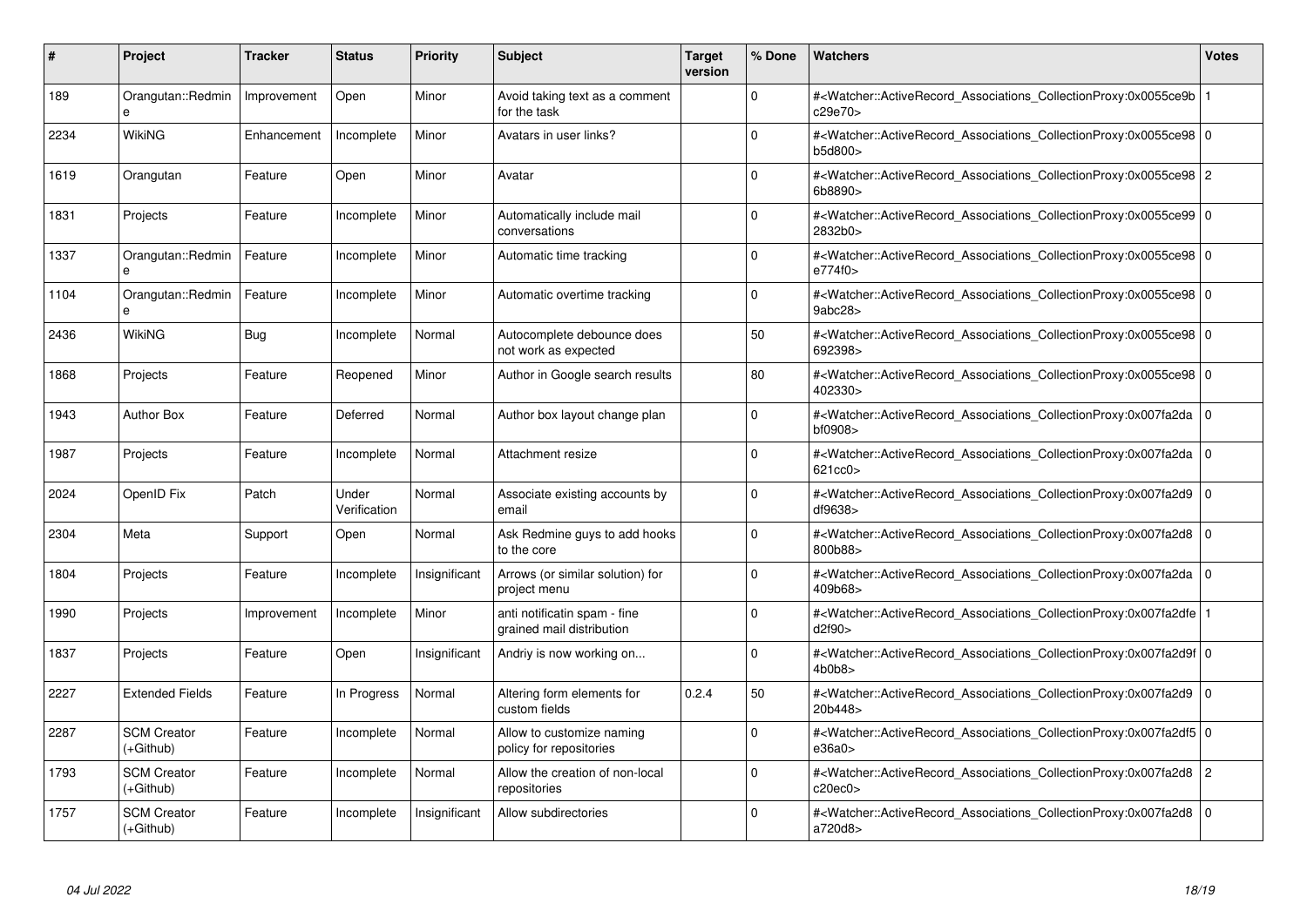| # | Project | Tracker | Status | Priority | Subject | Target version | % Done | Watchers | Votes |
|---|---|---|---|---|---|---|---|---|---|
| 189 | Orangutan::Redmine | Improvement | Open | Minor | Avoid taking text as a comment for the task | | 0 | #<Watcher::ActiveRecord_Associations_CollectionProxy:0x0055ce9bc29e70> | 1 |
| 2234 | WikiNG | Enhancement | Incomplete | Minor | Avatars in user links? | | 0 | #<Watcher::ActiveRecord_Associations_CollectionProxy:0x0055ce98b5d800> | 0 |
| 1619 | Orangutan | Feature | Open | Minor | Avatar | | 0 | #<Watcher::ActiveRecord_Associations_CollectionProxy:0x0055ce986b8890> | 2 |
| 1831 | Projects | Feature | Incomplete | Minor | Automatically include mail conversations | | 0 | #<Watcher::ActiveRecord_Associations_CollectionProxy:0x0055ce992832b0> | 0 |
| 1337 | Orangutan::Redmine | Feature | Incomplete | Minor | Automatic time tracking | | 0 | #<Watcher::ActiveRecord_Associations_CollectionProxy:0x0055ce98e774f0> | 0 |
| 1104 | Orangutan::Redmine | Feature | Incomplete | Minor | Automatic overtime tracking | | 0 | #<Watcher::ActiveRecord_Associations_CollectionProxy:0x0055ce989abc28> | 0 |
| 2436 | WikiNG | Bug | Incomplete | Normal | Autocomplete debounce does not work as expected | | 50 | #<Watcher::ActiveRecord_Associations_CollectionProxy:0x0055ce98692398> | 0 |
| 1868 | Projects | Feature | Reopened | Minor | Author in Google search results | | 80 | #<Watcher::ActiveRecord_Associations_CollectionProxy:0x0055ce98402330> | 0 |
| 1943 | Author Box | Feature | Deferred | Normal | Author box layout change plan | | 0 | #<Watcher::ActiveRecord_Associations_CollectionProxy:0x007fa2dabf0908> | 0 |
| 1987 | Projects | Feature | Incomplete | Normal | Attachment resize | | 0 | #<Watcher::ActiveRecord_Associations_CollectionProxy:0x007fa2da621cc0> | 0 |
| 2024 | OpenID Fix | Patch | Under Verification | Normal | Associate existing accounts by email | | 0 | #<Watcher::ActiveRecord_Associations_CollectionProxy:0x007fa2d9df9638> | 0 |
| 2304 | Meta | Support | Open | Normal | Ask Redmine guys to add hooks to the core | | 0 | #<Watcher::ActiveRecord_Associations_CollectionProxy:0x007fa2d8800b88> | 0 |
| 1804 | Projects | Feature | Incomplete | Insignificant | Arrows (or similar solution) for project menu | | 0 | #<Watcher::ActiveRecord_Associations_CollectionProxy:0x007fa2da409b68> | 0 |
| 1990 | Projects | Improvement | Incomplete | Minor | anti notificatin spam - fine grained mail distribution | | 0 | #<Watcher::ActiveRecord_Associations_CollectionProxy:0x007fa2dfed2f90> | 1 |
| 1837 | Projects | Feature | Open | Insignificant | Andriy is now working on... | | 0 | #<Watcher::ActiveRecord_Associations_CollectionProxy:0x007fa2d9f4b0b8> | 0 |
| 2227 | Extended Fields | Feature | In Progress | Normal | Altering form elements for custom fields | 0.2.4 | 50 | #<Watcher::ActiveRecord_Associations_CollectionProxy:0x007fa2d920b448> | 0 |
| 2287 | SCM Creator (+Github) | Feature | Incomplete | Normal | Allow to customize naming policy for repositories | | 0 | #<Watcher::ActiveRecord_Associations_CollectionProxy:0x007fa2df5e36a0> | 0 |
| 1793 | SCM Creator (+Github) | Feature | Incomplete | Normal | Allow the creation of non-local repositories | | 0 | #<Watcher::ActiveRecord_Associations_CollectionProxy:0x007fa2d8c20ec0> | 2 |
| 1757 | SCM Creator (+Github) | Feature | Incomplete | Insignificant | Allow subdirectories | | 0 | #<Watcher::ActiveRecord_Associations_CollectionProxy:0x007fa2d8a720d8> | 0 |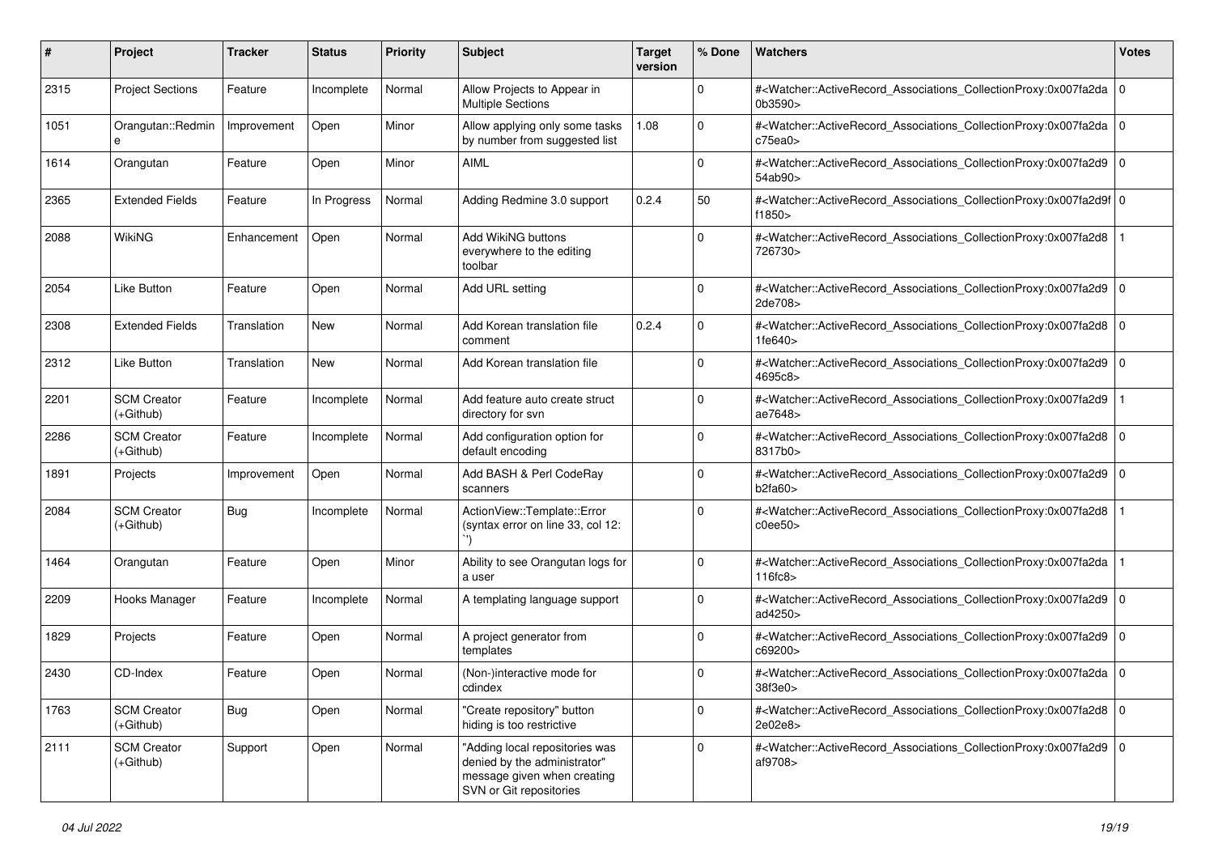| # | Project | Tracker | Status | Priority | Subject | Target version | % Done | Watchers | Votes |
|---|---|---|---|---|---|---|---|---|---|
| 2315 | Project Sections | Feature | Incomplete | Normal | Allow Projects to Appear in Multiple Sections | | 0 | #<Watcher::ActiveRecord_Associations_CollectionProxy:0x007fa2da0b3590> | 0 |
| 1051 | Orangutan::Redmine | Improvement | Open | Minor | Allow applying only some tasks by number from suggested list | 1.08 | 0 | #<Watcher::ActiveRecord_Associations_CollectionProxy:0x007fa2dac75ea0> | 0 |
| 1614 | Orangutan | Feature | Open | Minor | AIML | | 0 | #<Watcher::ActiveRecord_Associations_CollectionProxy:0x007fa2d954ab90> | 0 |
| 2365 | Extended Fields | Feature | In Progress | Normal | Adding Redmine 3.0 support | 0.2.4 | 50 | #<Watcher::ActiveRecord_Associations_CollectionProxy:0x007fa2d9ff1850> | 0 |
| 2088 | WikiNG | Enhancement | Open | Normal | Add WikiNG buttons everywhere to the editing toolbar | | 0 | #<Watcher::ActiveRecord_Associations_CollectionProxy:0x007fa2d8726730> | 1 |
| 2054 | Like Button | Feature | Open | Normal | Add URL setting | | 0 | #<Watcher::ActiveRecord_Associations_CollectionProxy:0x007fa2d92de708> | 0 |
| 2308 | Extended Fields | Translation | New | Normal | Add Korean translation file comment | 0.2.4 | 0 | #<Watcher::ActiveRecord_Associations_CollectionProxy:0x007fa2d81fe640> | 0 |
| 2312 | Like Button | Translation | New | Normal | Add Korean translation file | | 0 | #<Watcher::ActiveRecord_Associations_CollectionProxy:0x007fa2d94695c8> | 0 |
| 2201 | SCM Creator (+Github) | Feature | Incomplete | Normal | Add feature auto create struct directory for svn | | 0 | #<Watcher::ActiveRecord_Associations_CollectionProxy:0x007fa2d9ae7648> | 1 |
| 2286 | SCM Creator (+Github) | Feature | Incomplete | Normal | Add configuration option for default encoding | | 0 | #<Watcher::ActiveRecord_Associations_CollectionProxy:0x007fa2d88317b0> | 0 |
| 1891 | Projects | Improvement | Open | Normal | Add BASH & Perl CodeRay scanners | | 0 | #<Watcher::ActiveRecord_Associations_CollectionProxy:0x007fa2d9b2fa60> | 0 |
| 2084 | SCM Creator (+Github) | Bug | Incomplete | Normal | ActionView::Template::Error (syntax error on line 33, col 12: ``) | | 0 | #<Watcher::ActiveRecord_Associations_CollectionProxy:0x007fa2d8c0ee50> | 1 |
| 1464 | Orangutan | Feature | Open | Minor | Ability to see Orangutan logs for a user | | 0 | #<Watcher::ActiveRecord_Associations_CollectionProxy:0x007fa2da116fc8> | 1 |
| 2209 | Hooks Manager | Feature | Incomplete | Normal | A templating language support | | 0 | #<Watcher::ActiveRecord_Associations_CollectionProxy:0x007fa2d9ad4250> | 0 |
| 1829 | Projects | Feature | Open | Normal | A project generator from templates | | 0 | #<Watcher::ActiveRecord_Associations_CollectionProxy:0x007fa2d9c69200> | 0 |
| 2430 | CD-Index | Feature | Open | Normal | (Non-)interactive mode for cdindex | | 0 | #<Watcher::ActiveRecord_Associations_CollectionProxy:0x007fa2da38f3e0> | 0 |
| 1763 | SCM Creator (+Github) | Bug | Open | Normal | "Create repository" button hiding is too restrictive | | 0 | #<Watcher::ActiveRecord_Associations_CollectionProxy:0x007fa2d82e02e8> | 0 |
| 2111 | SCM Creator (+Github) | Support | Open | Normal | "Adding local repositories was denied by the administrator" message given when creating SVN or Git repositories | | 0 | #<Watcher::ActiveRecord_Associations_CollectionProxy:0x007fa2d9af9708> | 0 |

*04 Jul 2022*